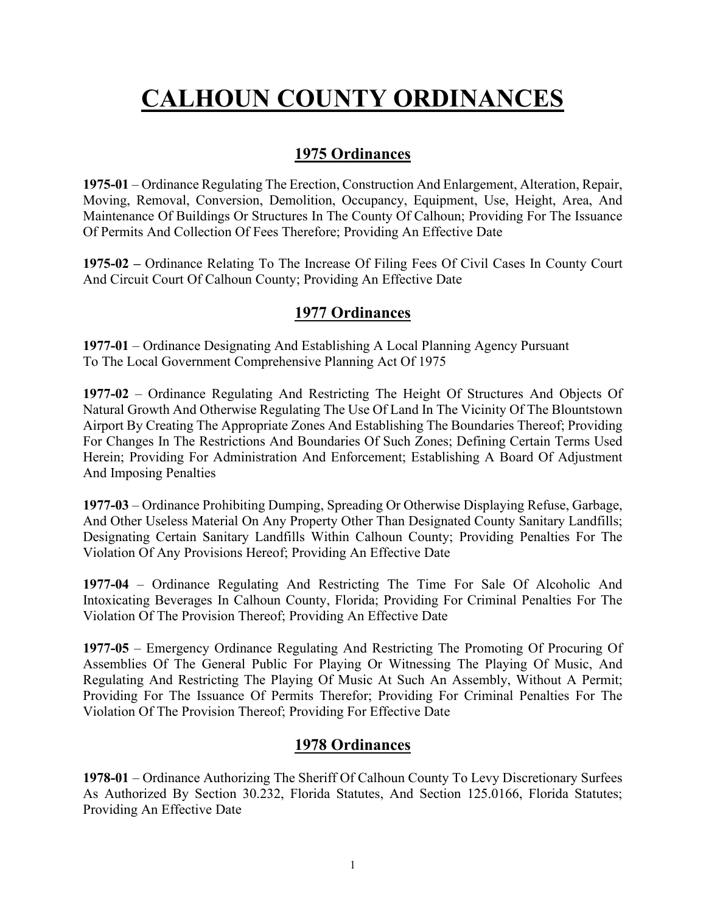# CALHOUN COUNTY ORDINANCES

## 1975 Ordinances

**1975-01** – Ordinance Regulating The Erection, Construction And Enlargement, Alteration, Repair, Moving, Removal, Conversion, Demolition, Occupancy, Equipment, Use, Height, Area, And Maintenance Of Buildings Or Structures In The County Of Calhoun; Providing For The Issuance Of Permits And Collection Of Fees Therefore; Providing An Effective Date

**1975-02 –** Ordinance Relating To The Increase Of Filing Fees Of Civil Cases In County Court And Circuit Court Of Calhoun County; Providing An Effective Date

## 1977 Ordinances

**1977-01** – Ordinance Designating And Establishing A Local Planning Agency Pursuant To The Local Government Comprehensive Planning Act Of 1975

**1977-02** – Ordinance Regulating And Restricting The Height Of Structures And Objects Of Natural Growth And Otherwise Regulating The Use Of Land In The Vicinity Of The Blountstown Airport By Creating The Appropriate Zones And Establishing The Boundaries Thereof; Providing For Changes In The Restrictions And Boundaries Of Such Zones; Defining Certain Terms Used Herein; Providing For Administration And Enforcement; Establishing A Board Of Adjustment And Imposing Penalties

**1977-03** – Ordinance Prohibiting Dumping, Spreading Or Otherwise Displaying Refuse, Garbage, And Other Useless Material On Any Property Other Than Designated County Sanitary Landfills; Designating Certain Sanitary Landfills Within Calhoun County; Providing Penalties For The Violation Of Any Provisions Hereof; Providing An Effective Date

**1977-04** – Ordinance Regulating And Restricting The Time For Sale Of Alcoholic And Intoxicating Beverages In Calhoun County, Florida; Providing For Criminal Penalties For The Violation Of The Provision Thereof; Providing An Effective Date

**1977-05** – Emergency Ordinance Regulating And Restricting The Promoting Of Procuring Of Assemblies Of The General Public For Playing Or Witnessing The Playing Of Music, And Regulating And Restricting The Playing Of Music At Such An Assembly, Without A Permit; Providing For The Issuance Of Permits Therefor; Providing For Criminal Penalties For The Violation Of The Provision Thereof; Providing For Effective Date

## 1978 Ordinances

**1978-01** – Ordinance Authorizing The Sheriff Of Calhoun County To Levy Discretionary Surfees As Authorized By Section 30.232, Florida Statutes, And Section 125.0166, Florida Statutes; Providing An Effective Date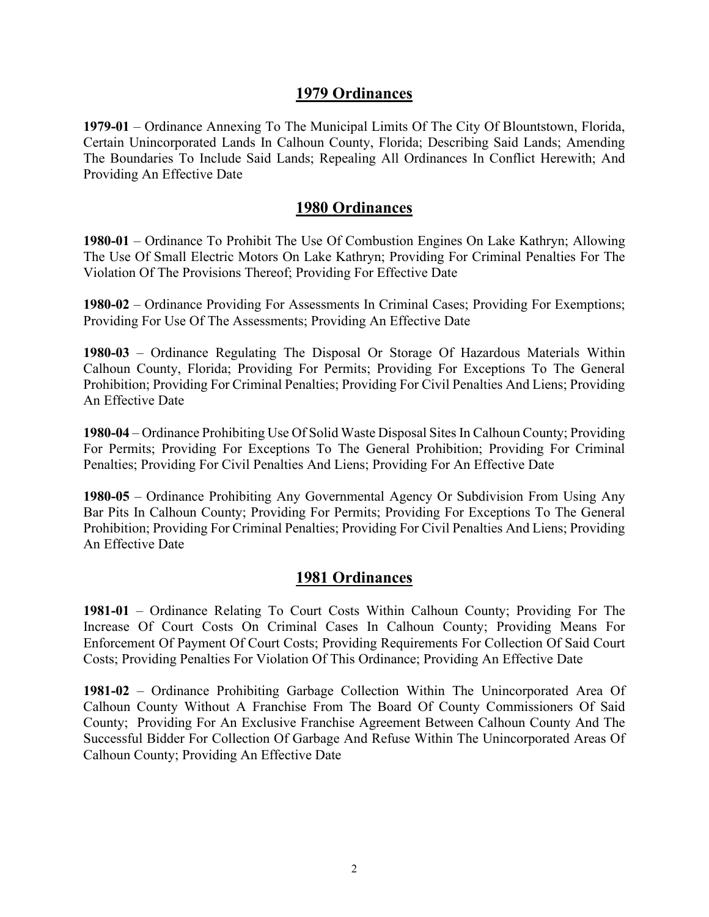## 1979 Ordinances

**1979-01** – Ordinance Annexing To The Municipal Limits Of The City Of Blountstown, Florida, Certain Unincorporated Lands In Calhoun County, Florida; Describing Said Lands; Amending The Boundaries To Include Said Lands; Repealing All Ordinances In Conflict Herewith; And Providing An Effective Date

## 1980 Ordinances

**1980-01** – Ordinance To Prohibit The Use Of Combustion Engines On Lake Kathryn; Allowing The Use Of Small Electric Motors On Lake Kathryn; Providing For Criminal Penalties For The Violation Of The Provisions Thereof; Providing For Effective Date

**1980-02** – Ordinance Providing For Assessments In Criminal Cases; Providing For Exemptions; Providing For Use Of The Assessments; Providing An Effective Date

**1980-03** – Ordinance Regulating The Disposal Or Storage Of Hazardous Materials Within Calhoun County, Florida; Providing For Permits; Providing For Exceptions To The General Prohibition; Providing For Criminal Penalties; Providing For Civil Penalties And Liens; Providing An Effective Date

**1980-04** – Ordinance Prohibiting Use Of Solid Waste Disposal Sites In Calhoun County; Providing For Permits; Providing For Exceptions To The General Prohibition; Providing For Criminal Penalties; Providing For Civil Penalties And Liens; Providing For An Effective Date

**1980-05** – Ordinance Prohibiting Any Governmental Agency Or Subdivision From Using Any Bar Pits In Calhoun County; Providing For Permits; Providing For Exceptions To The General Prohibition; Providing For Criminal Penalties; Providing For Civil Penalties And Liens; Providing An Effective Date

## 1981 Ordinances

**1981-01** – Ordinance Relating To Court Costs Within Calhoun County; Providing For The Increase Of Court Costs On Criminal Cases In Calhoun County; Providing Means For Enforcement Of Payment Of Court Costs; Providing Requirements For Collection Of Said Court Costs; Providing Penalties For Violation Of This Ordinance; Providing An Effective Date

**1981-02** – Ordinance Prohibiting Garbage Collection Within The Unincorporated Area Of Calhoun County Without A Franchise From The Board Of County Commissioners Of Said County; Providing For An Exclusive Franchise Agreement Between Calhoun County And The Successful Bidder For Collection Of Garbage And Refuse Within The Unincorporated Areas Of Calhoun County; Providing An Effective Date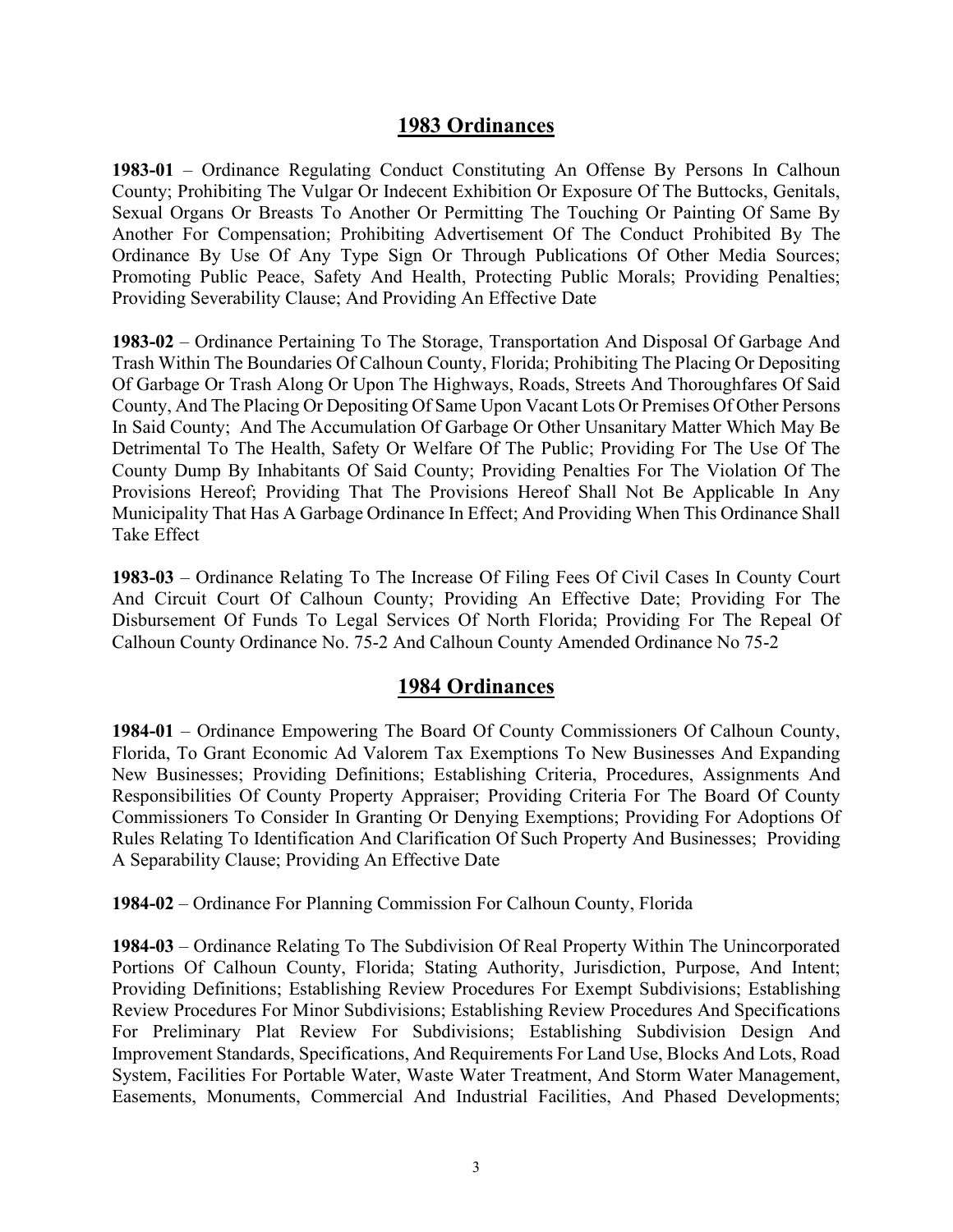## 1983 Ordinances

**1983-01** – Ordinance Regulating Conduct Constituting An Offense By Persons In Calhoun County; Prohibiting The Vulgar Or Indecent Exhibition Or Exposure Of The Buttocks, Genitals, Sexual Organs Or Breasts To Another Or Permitting The Touching Or Painting Of Same By Another For Compensation; Prohibiting Advertisement Of The Conduct Prohibited By The Ordinance By Use Of Any Type Sign Or Through Publications Of Other Media Sources; Promoting Public Peace, Safety And Health, Protecting Public Morals; Providing Penalties; Providing Severability Clause; And Providing An Effective Date

**1983-02** – Ordinance Pertaining To The Storage, Transportation And Disposal Of Garbage And Trash Within The Boundaries Of Calhoun County, Florida; Prohibiting The Placing Or Depositing Of Garbage Or Trash Along Or Upon The Highways, Roads, Streets And Thoroughfares Of Said County, And The Placing Or Depositing Of Same Upon Vacant Lots Or Premises Of Other Persons In Said County; And The Accumulation Of Garbage Or Other Unsanitary Matter Which May Be Detrimental To The Health, Safety Or Welfare Of The Public; Providing For The Use Of The County Dump By Inhabitants Of Said County; Providing Penalties For The Violation Of The Provisions Hereof; Providing That The Provisions Hereof Shall Not Be Applicable In Any Municipality That Has A Garbage Ordinance In Effect; And Providing When This Ordinance Shall Take Effect

**1983-03** – Ordinance Relating To The Increase Of Filing Fees Of Civil Cases In County Court And Circuit Court Of Calhoun County; Providing An Effective Date; Providing For The Disbursement Of Funds To Legal Services Of North Florida; Providing For The Repeal Of Calhoun County Ordinance No. 75-2 And Calhoun County Amended Ordinance No 75-2

## 1984 Ordinances

**1984-01** – Ordinance Empowering The Board Of County Commissioners Of Calhoun County, Florida, To Grant Economic Ad Valorem Tax Exemptions To New Businesses And Expanding New Businesses; Providing Definitions; Establishing Criteria, Procedures, Assignments And Responsibilities Of County Property Appraiser; Providing Criteria For The Board Of County Commissioners To Consider In Granting Or Denying Exemptions; Providing For Adoptions Of Rules Relating To Identification And Clarification Of Such Property And Businesses; Providing A Separability Clause; Providing An Effective Date

**1984-02** – Ordinance For Planning Commission For Calhoun County, Florida

**1984-03** – Ordinance Relating To The Subdivision Of Real Property Within The Unincorporated Portions Of Calhoun County, Florida; Stating Authority, Jurisdiction, Purpose, And Intent; Providing Definitions; Establishing Review Procedures For Exempt Subdivisions; Establishing Review Procedures For Minor Subdivisions; Establishing Review Procedures And Specifications For Preliminary Plat Review For Subdivisions; Establishing Subdivision Design And Improvement Standards, Specifications, And Requirements For Land Use, Blocks And Lots, Road System, Facilities For Portable Water, Waste Water Treatment, And Storm Water Management, Easements, Monuments, Commercial And Industrial Facilities, And Phased Developments;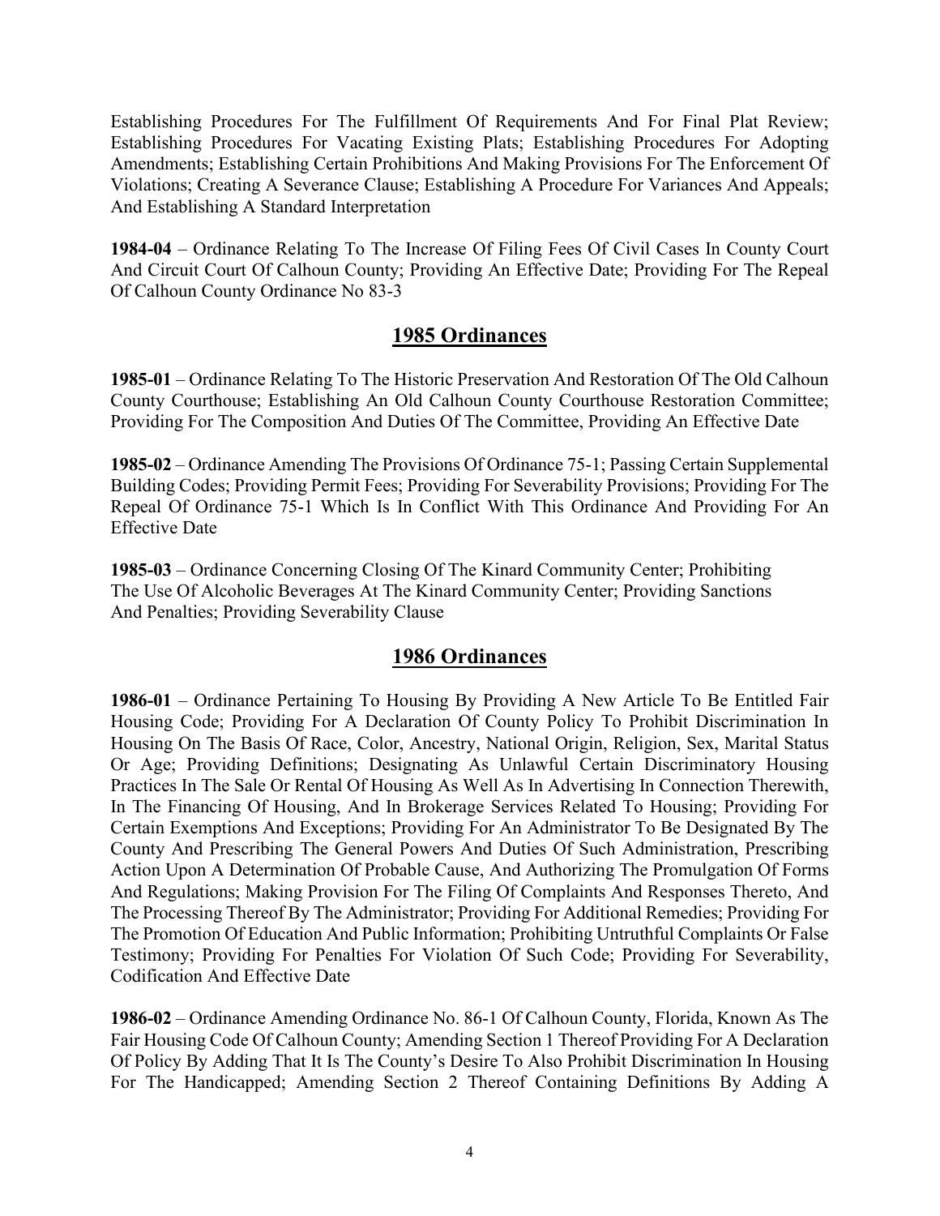Establishing Procedures For The Fulfillment Of Requirements And For Final Plat Review; Establishing Procedures For Vacating Existing Plats; Establishing Procedures For Adopting Amendments; Establishing Certain Prohibitions And Making Provisions For The Enforcement Of Violations; Creating A Severance Clause; Establishing A Procedure For Variances And Appeals; And Establishing A Standard Interpretation

**1984-04** – Ordinance Relating To The Increase Of Filing Fees Of Civil Cases In County Court And Circuit Court Of Calhoun County; Providing An Effective Date; Providing For The Repeal Of Calhoun County Ordinance No 83-3

## 1985 Ordinances

**1985-01** – Ordinance Relating To The Historic Preservation And Restoration Of The Old Calhoun County Courthouse; Establishing An Old Calhoun County Courthouse Restoration Committee; Providing For The Composition And Duties Of The Committee, Providing An Effective Date

**1985-02** – Ordinance Amending The Provisions Of Ordinance 75-1; Passing Certain Supplemental Building Codes; Providing Permit Fees; Providing For Severability Provisions; Providing For The Repeal Of Ordinance 75-1 Which Is In Conflict With This Ordinance And Providing For An Effective Date

**1985-03** – Ordinance Concerning Closing Of The Kinard Community Center; Prohibiting The Use Of Alcoholic Beverages At The Kinard Community Center; Providing Sanctions And Penalties; Providing Severability Clause

## 1986 Ordinances

**1986-01** – Ordinance Pertaining To Housing By Providing A New Article To Be Entitled Fair Housing Code; Providing For A Declaration Of County Policy To Prohibit Discrimination In Housing On The Basis Of Race, Color, Ancestry, National Origin, Religion, Sex, Marital Status Or Age; Providing Definitions; Designating As Unlawful Certain Discriminatory Housing Practices In The Sale Or Rental Of Housing As Well As In Advertising In Connection Therewith, In The Financing Of Housing, And In Brokerage Services Related To Housing; Providing For Certain Exemptions And Exceptions; Providing For An Administrator To Be Designated By The County And Prescribing The General Powers And Duties Of Such Administration, Prescribing Action Upon A Determination Of Probable Cause, And Authorizing The Promulgation Of Forms And Regulations; Making Provision For The Filing Of Complaints And Responses Thereto, And The Processing Thereof By The Administrator; Providing For Additional Remedies; Providing For The Promotion Of Education And Public Information; Prohibiting Untruthful Complaints Or False Testimony; Providing For Penalties For Violation Of Such Code; Providing For Severability, Codification And Effective Date

**1986-02** – Ordinance Amending Ordinance No. 86-1 Of Calhoun County, Florida, Known As The Fair Housing Code Of Calhoun County; Amending Section 1 Thereof Providing For A Declaration Of Policy By Adding That It Is The County's Desire To Also Prohibit Discrimination In Housing For The Handicapped; Amending Section 2 Thereof Containing Definitions By Adding A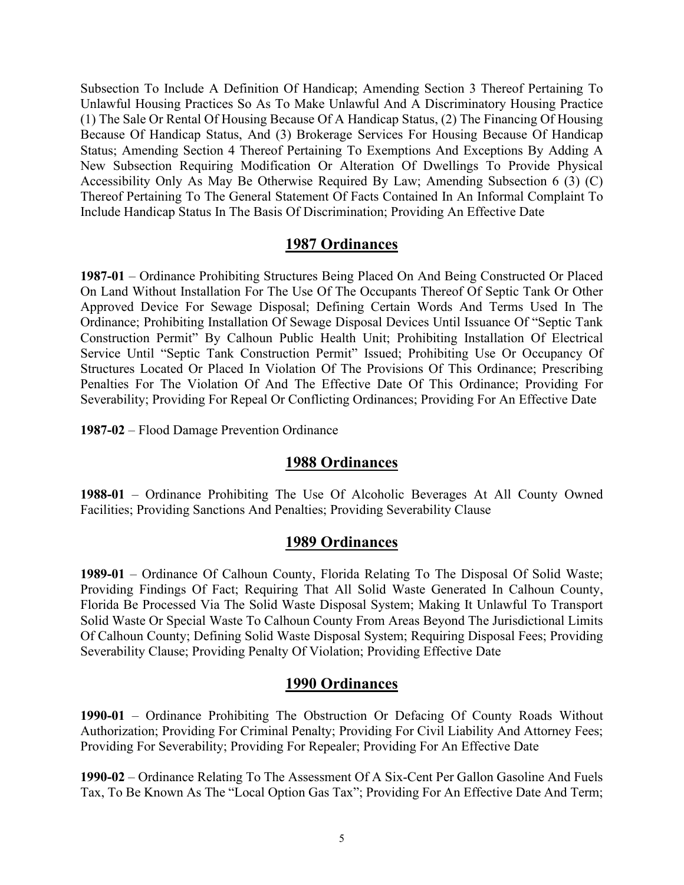Subsection To Include A Definition Of Handicap; Amending Section 3 Thereof Pertaining To Unlawful Housing Practices So As To Make Unlawful And A Discriminatory Housing Practice (1) The Sale Or Rental Of Housing Because Of A Handicap Status, (2) The Financing Of Housing Because Of Handicap Status, And (3) Brokerage Services For Housing Because Of Handicap Status; Amending Section 4 Thereof Pertaining To Exemptions And Exceptions By Adding A New Subsection Requiring Modification Or Alteration Of Dwellings To Provide Physical Accessibility Only As May Be Otherwise Required By Law; Amending Subsection 6 (3) (C) Thereof Pertaining To The General Statement Of Facts Contained In An Informal Complaint To Include Handicap Status In The Basis Of Discrimination; Providing An Effective Date

## 1987 Ordinances

**1987-01** – Ordinance Prohibiting Structures Being Placed On And Being Constructed Or Placed On Land Without Installation For The Use Of The Occupants Thereof Of Septic Tank Or Other Approved Device For Sewage Disposal; Defining Certain Words And Terms Used In The Ordinance; Prohibiting Installation Of Sewage Disposal Devices Until Issuance Of "Septic Tank Construction Permit" By Calhoun Public Health Unit; Prohibiting Installation Of Electrical Service Until "Septic Tank Construction Permit" Issued; Prohibiting Use Or Occupancy Of Structures Located Or Placed In Violation Of The Provisions Of This Ordinance; Prescribing Penalties For The Violation Of And The Effective Date Of This Ordinance; Providing For Severability; Providing For Repeal Or Conflicting Ordinances; Providing For An Effective Date

**1987-02** – Flood Damage Prevention Ordinance

## 1988 Ordinances

**1988-01** – Ordinance Prohibiting The Use Of Alcoholic Beverages At All County Owned Facilities; Providing Sanctions And Penalties; Providing Severability Clause

## 1989 Ordinances

**1989-01** – Ordinance Of Calhoun County, Florida Relating To The Disposal Of Solid Waste; Providing Findings Of Fact; Requiring That All Solid Waste Generated In Calhoun County, Florida Be Processed Via The Solid Waste Disposal System; Making It Unlawful To Transport Solid Waste Or Special Waste To Calhoun County From Areas Beyond The Jurisdictional Limits Of Calhoun County; Defining Solid Waste Disposal System; Requiring Disposal Fees; Providing Severability Clause; Providing Penalty Of Violation; Providing Effective Date

## 1990 Ordinances

**1990-01** – Ordinance Prohibiting The Obstruction Or Defacing Of County Roads Without Authorization; Providing For Criminal Penalty; Providing For Civil Liability And Attorney Fees; Providing For Severability; Providing For Repealer; Providing For An Effective Date

**1990-02** – Ordinance Relating To The Assessment Of A Six-Cent Per Gallon Gasoline And Fuels Tax, To Be Known As The "Local Option Gas Tax"; Providing For An Effective Date And Term;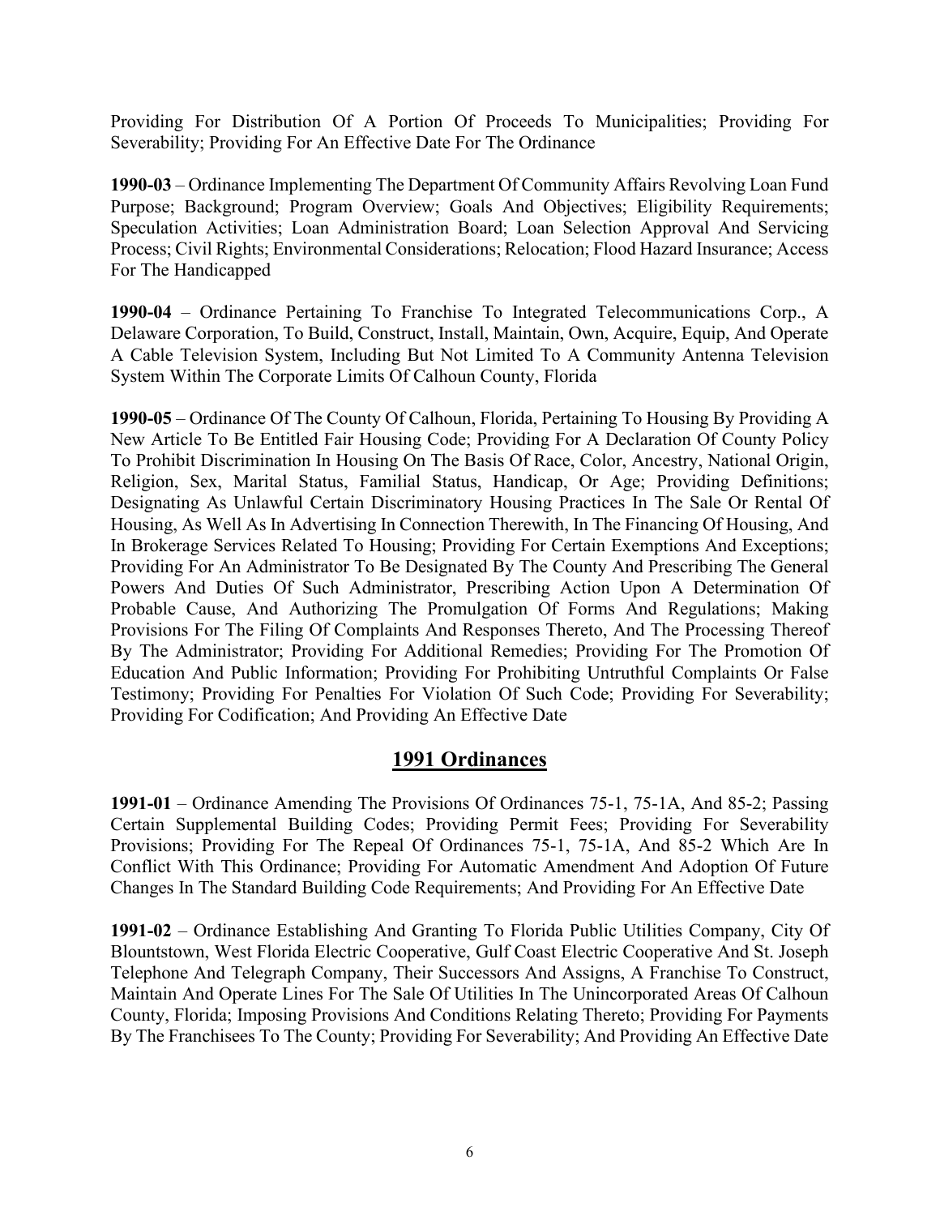Providing For Distribution Of A Portion Of Proceeds To Municipalities; Providing For Severability; Providing For An Effective Date For The Ordinance

**1990-03** – Ordinance Implementing The Department Of Community Affairs Revolving Loan Fund Purpose; Background; Program Overview; Goals And Objectives; Eligibility Requirements; Speculation Activities; Loan Administration Board; Loan Selection Approval And Servicing Process; Civil Rights; Environmental Considerations; Relocation; Flood Hazard Insurance; Access For The Handicapped

**1990-04** – Ordinance Pertaining To Franchise To Integrated Telecommunications Corp., A Delaware Corporation, To Build, Construct, Install, Maintain, Own, Acquire, Equip, And Operate A Cable Television System, Including But Not Limited To A Community Antenna Television System Within The Corporate Limits Of Calhoun County, Florida

**1990-05** – Ordinance Of The County Of Calhoun, Florida, Pertaining To Housing By Providing A New Article To Be Entitled Fair Housing Code; Providing For A Declaration Of County Policy To Prohibit Discrimination In Housing On The Basis Of Race, Color, Ancestry, National Origin, Religion, Sex, Marital Status, Familial Status, Handicap, Or Age; Providing Definitions; Designating As Unlawful Certain Discriminatory Housing Practices In The Sale Or Rental Of Housing, As Well As In Advertising In Connection Therewith, In The Financing Of Housing, And In Brokerage Services Related To Housing; Providing For Certain Exemptions And Exceptions; Providing For An Administrator To Be Designated By The County And Prescribing The General Powers And Duties Of Such Administrator, Prescribing Action Upon A Determination Of Probable Cause, And Authorizing The Promulgation Of Forms And Regulations; Making Provisions For The Filing Of Complaints And Responses Thereto, And The Processing Thereof By The Administrator; Providing For Additional Remedies; Providing For The Promotion Of Education And Public Information; Providing For Prohibiting Untruthful Complaints Or False Testimony; Providing For Penalties For Violation Of Such Code; Providing For Severability; Providing For Codification; And Providing An Effective Date

## 1991 Ordinances

**1991-01** – Ordinance Amending The Provisions Of Ordinances 75-1, 75-1A, And 85-2; Passing Certain Supplemental Building Codes; Providing Permit Fees; Providing For Severability Provisions; Providing For The Repeal Of Ordinances 75-1, 75-1A, And 85-2 Which Are In Conflict With This Ordinance; Providing For Automatic Amendment And Adoption Of Future Changes In The Standard Building Code Requirements; And Providing For An Effective Date

**1991-02** – Ordinance Establishing And Granting To Florida Public Utilities Company, City Of Blountstown, West Florida Electric Cooperative, Gulf Coast Electric Cooperative And St. Joseph Telephone And Telegraph Company, Their Successors And Assigns, A Franchise To Construct, Maintain And Operate Lines For The Sale Of Utilities In The Unincorporated Areas Of Calhoun County, Florida; Imposing Provisions And Conditions Relating Thereto; Providing For Payments By The Franchisees To The County; Providing For Severability; And Providing An Effective Date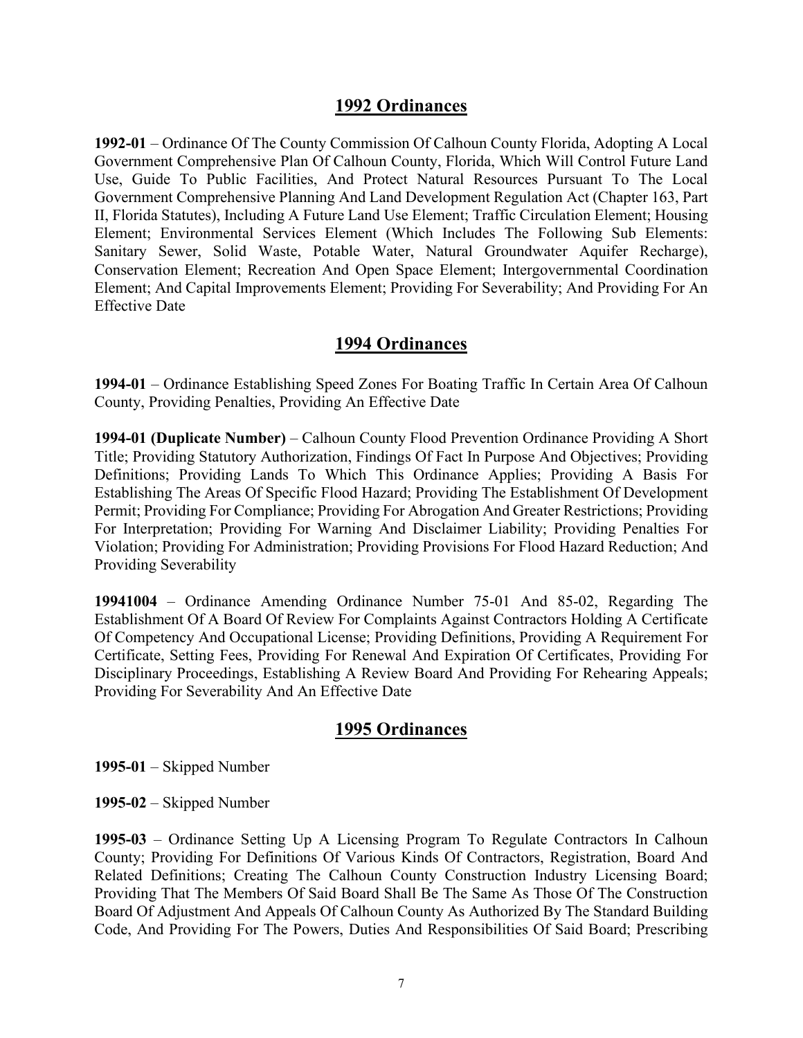## 1992 Ordinances

**1992-01** – Ordinance Of The County Commission Of Calhoun County Florida, Adopting A Local Government Comprehensive Plan Of Calhoun County, Florida, Which Will Control Future Land Use, Guide To Public Facilities, And Protect Natural Resources Pursuant To The Local Government Comprehensive Planning And Land Development Regulation Act (Chapter 163, Part II, Florida Statutes), Including A Future Land Use Element; Traffic Circulation Element; Housing Element; Environmental Services Element (Which Includes The Following Sub Elements: Sanitary Sewer, Solid Waste, Potable Water, Natural Groundwater Aquifer Recharge), Conservation Element; Recreation And Open Space Element; Intergovernmental Coordination Element; And Capital Improvements Element; Providing For Severability; And Providing For An Effective Date

## 1994 Ordinances

**1994-01** – Ordinance Establishing Speed Zones For Boating Traffic In Certain Area Of Calhoun County, Providing Penalties, Providing An Effective Date

**1994-01 (Duplicate Number)** – Calhoun County Flood Prevention Ordinance Providing A Short Title; Providing Statutory Authorization, Findings Of Fact In Purpose And Objectives; Providing Definitions; Providing Lands To Which This Ordinance Applies; Providing A Basis For Establishing The Areas Of Specific Flood Hazard; Providing The Establishment Of Development Permit; Providing For Compliance; Providing For Abrogation And Greater Restrictions; Providing For Interpretation; Providing For Warning And Disclaimer Liability; Providing Penalties For Violation; Providing For Administration; Providing Provisions For Flood Hazard Reduction; And Providing Severability

**19941004** – Ordinance Amending Ordinance Number 75-01 And 85-02, Regarding The Establishment Of A Board Of Review For Complaints Against Contractors Holding A Certificate Of Competency And Occupational License; Providing Definitions, Providing A Requirement For Certificate, Setting Fees, Providing For Renewal And Expiration Of Certificates, Providing For Disciplinary Proceedings, Establishing A Review Board And Providing For Rehearing Appeals; Providing For Severability And An Effective Date

## 1995 Ordinances

**1995-01** – Skipped Number

**1995-02** – Skipped Number

**1995-03** – Ordinance Setting Up A Licensing Program To Regulate Contractors In Calhoun County; Providing For Definitions Of Various Kinds Of Contractors, Registration, Board And Related Definitions; Creating The Calhoun County Construction Industry Licensing Board; Providing That The Members Of Said Board Shall Be The Same As Those Of The Construction Board Of Adjustment And Appeals Of Calhoun County As Authorized By The Standard Building Code, And Providing For The Powers, Duties And Responsibilities Of Said Board; Prescribing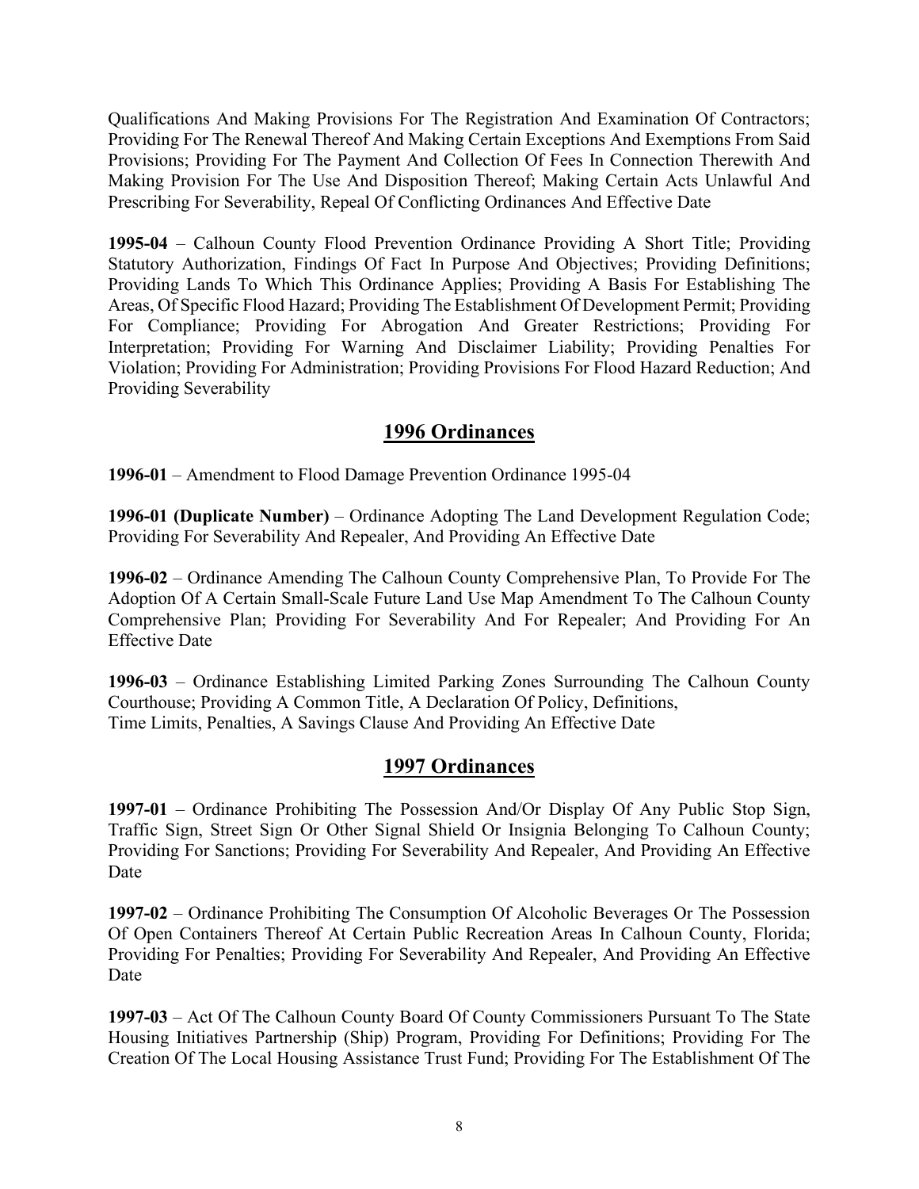Qualifications And Making Provisions For The Registration And Examination Of Contractors; Providing For The Renewal Thereof And Making Certain Exceptions And Exemptions From Said Provisions; Providing For The Payment And Collection Of Fees In Connection Therewith And Making Provision For The Use And Disposition Thereof; Making Certain Acts Unlawful And Prescribing For Severability, Repeal Of Conflicting Ordinances And Effective Date

**1995-04** – Calhoun County Flood Prevention Ordinance Providing A Short Title; Providing Statutory Authorization, Findings Of Fact In Purpose And Objectives; Providing Definitions; Providing Lands To Which This Ordinance Applies; Providing A Basis For Establishing The Areas, Of Specific Flood Hazard; Providing The Establishment Of Development Permit; Providing For Compliance; Providing For Abrogation And Greater Restrictions; Providing For Interpretation; Providing For Warning And Disclaimer Liability; Providing Penalties For Violation; Providing For Administration; Providing Provisions For Flood Hazard Reduction; And Providing Severability

## 1996 Ordinances

**1996-01** – Amendment to Flood Damage Prevention Ordinance 1995-04

**1996-01 (Duplicate Number)** – Ordinance Adopting The Land Development Regulation Code; Providing For Severability And Repealer, And Providing An Effective Date

**1996-02** – Ordinance Amending The Calhoun County Comprehensive Plan, To Provide For The Adoption Of A Certain Small-Scale Future Land Use Map Amendment To The Calhoun County Comprehensive Plan; Providing For Severability And For Repealer; And Providing For An Effective Date

**1996-03** – Ordinance Establishing Limited Parking Zones Surrounding The Calhoun County Courthouse; Providing A Common Title, A Declaration Of Policy, Definitions, Time Limits, Penalties, A Savings Clause And Providing An Effective Date

## 1997 Ordinances

**1997-01** – Ordinance Prohibiting The Possession And/Or Display Of Any Public Stop Sign, Traffic Sign, Street Sign Or Other Signal Shield Or Insignia Belonging To Calhoun County; Providing For Sanctions; Providing For Severability And Repealer, And Providing An Effective Date

**1997-02** – Ordinance Prohibiting The Consumption Of Alcoholic Beverages Or The Possession Of Open Containers Thereof At Certain Public Recreation Areas In Calhoun County, Florida; Providing For Penalties; Providing For Severability And Repealer, And Providing An Effective Date

**1997-03** – Act Of The Calhoun County Board Of County Commissioners Pursuant To The State Housing Initiatives Partnership (Ship) Program, Providing For Definitions; Providing For The Creation Of The Local Housing Assistance Trust Fund; Providing For The Establishment Of The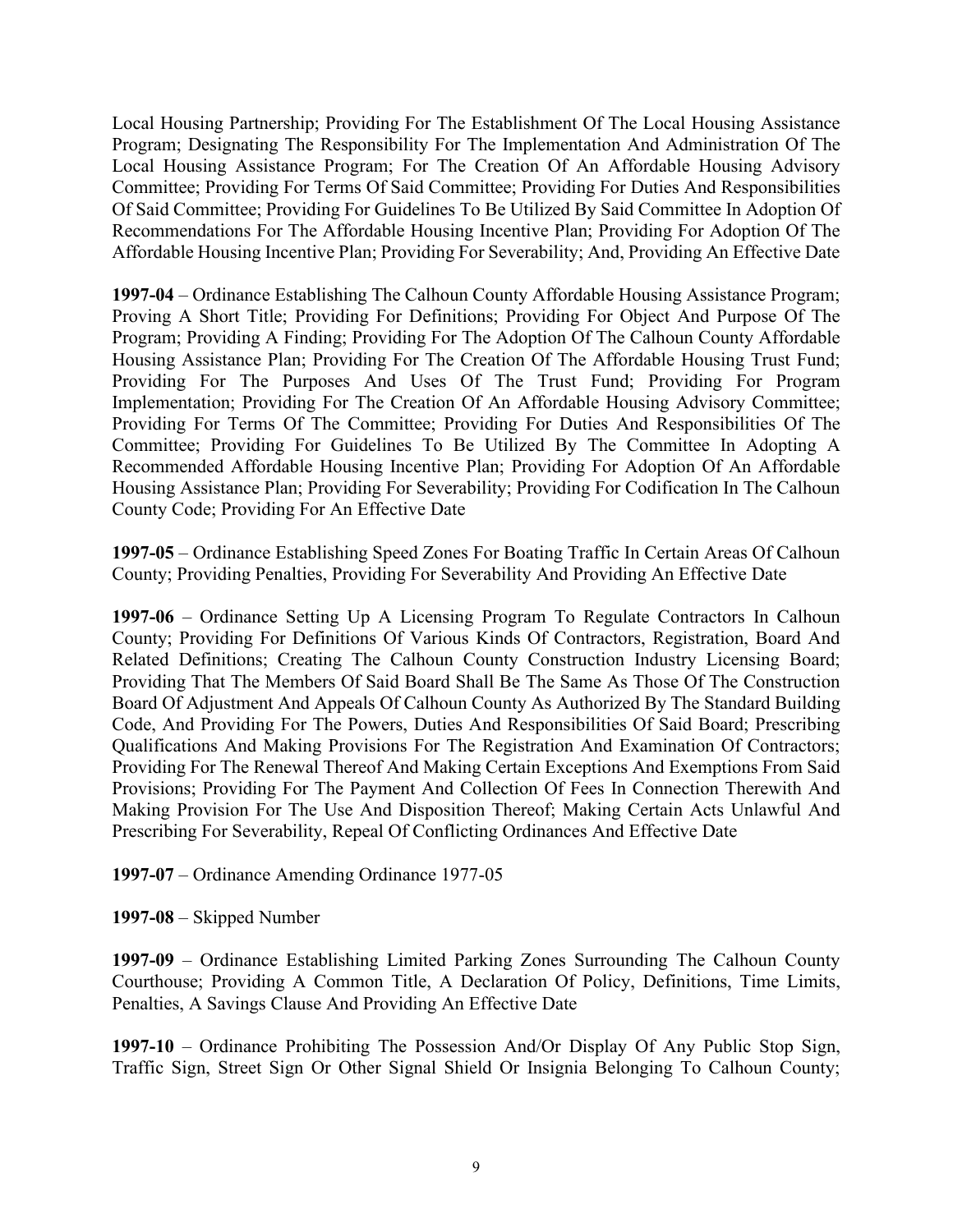Local Housing Partnership; Providing For The Establishment Of The Local Housing Assistance Program; Designating The Responsibility For The Implementation And Administration Of The Local Housing Assistance Program; For The Creation Of An Affordable Housing Advisory Committee; Providing For Terms Of Said Committee; Providing For Duties And Responsibilities Of Said Committee; Providing For Guidelines To Be Utilized By Said Committee In Adoption Of Recommendations For The Affordable Housing Incentive Plan; Providing For Adoption Of The Affordable Housing Incentive Plan; Providing For Severability; And, Providing An Effective Date

**1997-04** – Ordinance Establishing The Calhoun County Affordable Housing Assistance Program; Proving A Short Title; Providing For Definitions; Providing For Object And Purpose Of The Program; Providing A Finding; Providing For The Adoption Of The Calhoun County Affordable Housing Assistance Plan; Providing For The Creation Of The Affordable Housing Trust Fund; Providing For The Purposes And Uses Of The Trust Fund; Providing For Program Implementation; Providing For The Creation Of An Affordable Housing Advisory Committee; Providing For Terms Of The Committee; Providing For Duties And Responsibilities Of The Committee; Providing For Guidelines To Be Utilized By The Committee In Adopting A Recommended Affordable Housing Incentive Plan; Providing For Adoption Of An Affordable Housing Assistance Plan; Providing For Severability; Providing For Codification In The Calhoun County Code; Providing For An Effective Date

**1997-05** – Ordinance Establishing Speed Zones For Boating Traffic In Certain Areas Of Calhoun County; Providing Penalties, Providing For Severability And Providing An Effective Date

**1997-06** – Ordinance Setting Up A Licensing Program To Regulate Contractors In Calhoun County; Providing For Definitions Of Various Kinds Of Contractors, Registration, Board And Related Definitions; Creating The Calhoun County Construction Industry Licensing Board; Providing That The Members Of Said Board Shall Be The Same As Those Of The Construction Board Of Adjustment And Appeals Of Calhoun County As Authorized By The Standard Building Code, And Providing For The Powers, Duties And Responsibilities Of Said Board; Prescribing Qualifications And Making Provisions For The Registration And Examination Of Contractors; Providing For The Renewal Thereof And Making Certain Exceptions And Exemptions From Said Provisions; Providing For The Payment And Collection Of Fees In Connection Therewith And Making Provision For The Use And Disposition Thereof; Making Certain Acts Unlawful And Prescribing For Severability, Repeal Of Conflicting Ordinances And Effective Date

**1997-07** – Ordinance Amending Ordinance 1977-05

**1997-08** – Skipped Number

**1997-09** – Ordinance Establishing Limited Parking Zones Surrounding The Calhoun County Courthouse; Providing A Common Title, A Declaration Of Policy, Definitions, Time Limits, Penalties, A Savings Clause And Providing An Effective Date

**1997-10** – Ordinance Prohibiting The Possession And/Or Display Of Any Public Stop Sign, Traffic Sign, Street Sign Or Other Signal Shield Or Insignia Belonging To Calhoun County;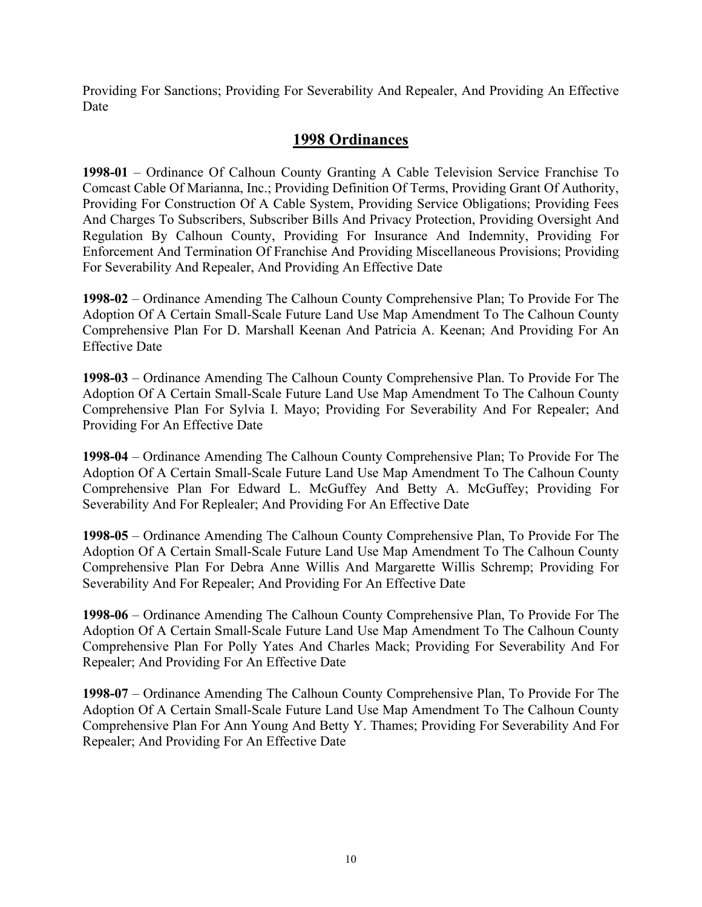Providing For Sanctions; Providing For Severability And Repealer, And Providing An Effective Date

## 1998 Ordinances

**1998-01** – Ordinance Of Calhoun County Granting A Cable Television Service Franchise To Comcast Cable Of Marianna, Inc.; Providing Definition Of Terms, Providing Grant Of Authority, Providing For Construction Of A Cable System, Providing Service Obligations; Providing Fees And Charges To Subscribers, Subscriber Bills And Privacy Protection, Providing Oversight And Regulation By Calhoun County, Providing For Insurance And Indemnity, Providing For Enforcement And Termination Of Franchise And Providing Miscellaneous Provisions; Providing For Severability And Repealer, And Providing An Effective Date

**1998-02** – Ordinance Amending The Calhoun County Comprehensive Plan; To Provide For The Adoption Of A Certain Small-Scale Future Land Use Map Amendment To The Calhoun County Comprehensive Plan For D. Marshall Keenan And Patricia A. Keenan; And Providing For An Effective Date

**1998-03** – Ordinance Amending The Calhoun County Comprehensive Plan. To Provide For The Adoption Of A Certain Small-Scale Future Land Use Map Amendment To The Calhoun County Comprehensive Plan For Sylvia I. Mayo; Providing For Severability And For Repealer; And Providing For An Effective Date

**1998-04** – Ordinance Amending The Calhoun County Comprehensive Plan; To Provide For The Adoption Of A Certain Small-Scale Future Land Use Map Amendment To The Calhoun County Comprehensive Plan For Edward L. McGuffey And Betty A. McGuffey; Providing For Severability And For Replealer; And Providing For An Effective Date

**1998-05** – Ordinance Amending The Calhoun County Comprehensive Plan, To Provide For The Adoption Of A Certain Small-Scale Future Land Use Map Amendment To The Calhoun County Comprehensive Plan For Debra Anne Willis And Margarette Willis Schremp; Providing For Severability And For Repealer; And Providing For An Effective Date

**1998-06** – Ordinance Amending The Calhoun County Comprehensive Plan, To Provide For The Adoption Of A Certain Small-Scale Future Land Use Map Amendment To The Calhoun County Comprehensive Plan For Polly Yates And Charles Mack; Providing For Severability And For Repealer; And Providing For An Effective Date

**1998-07** – Ordinance Amending The Calhoun County Comprehensive Plan, To Provide For The Adoption Of A Certain Small-Scale Future Land Use Map Amendment To The Calhoun County Comprehensive Plan For Ann Young And Betty Y. Thames; Providing For Severability And For Repealer; And Providing For An Effective Date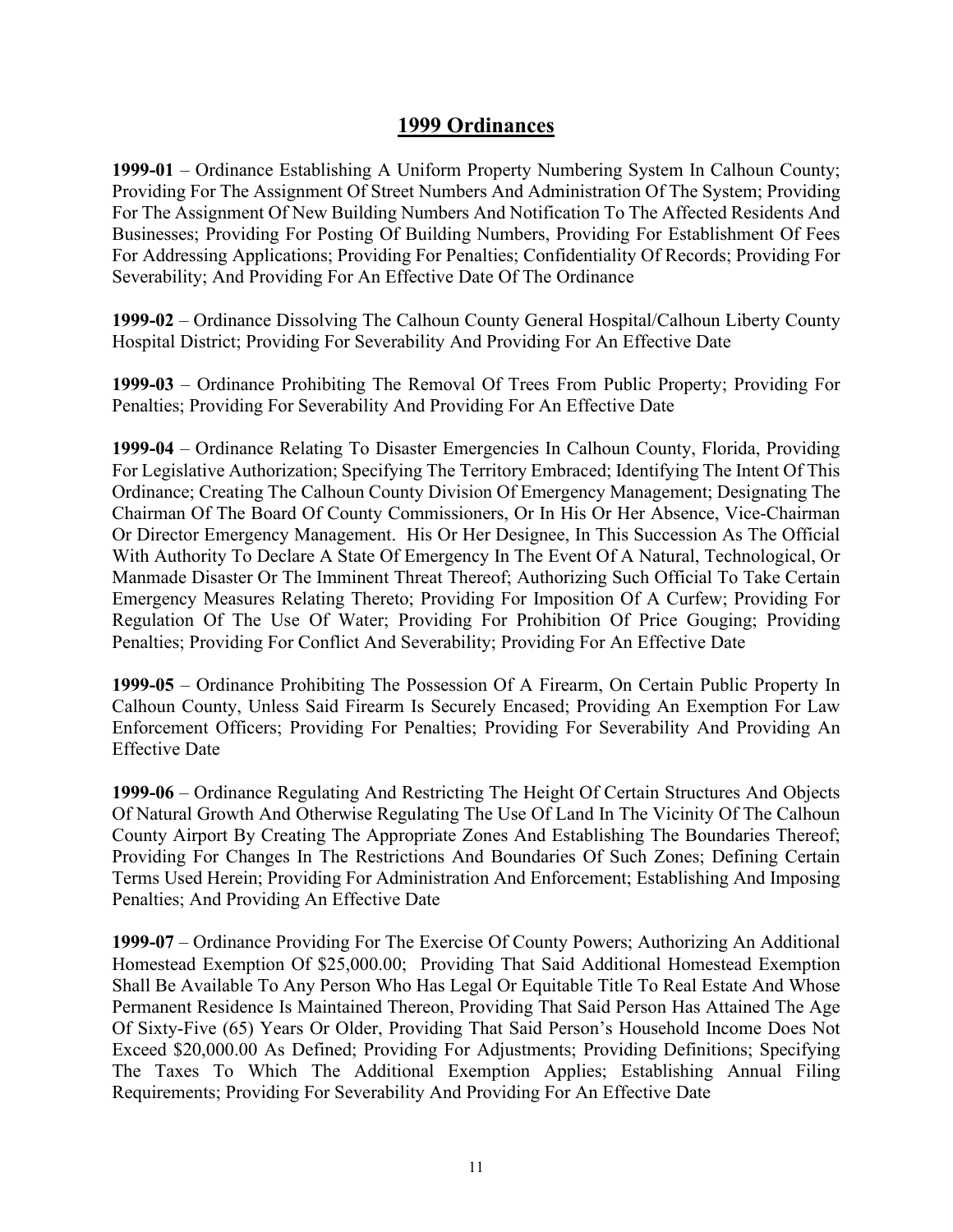## 1999 Ordinances

**1999-01** – Ordinance Establishing A Uniform Property Numbering System In Calhoun County; Providing For The Assignment Of Street Numbers And Administration Of The System; Providing For The Assignment Of New Building Numbers And Notification To The Affected Residents And Businesses; Providing For Posting Of Building Numbers, Providing For Establishment Of Fees For Addressing Applications; Providing For Penalties; Confidentiality Of Records; Providing For Severability; And Providing For An Effective Date Of The Ordinance

**1999-02** – Ordinance Dissolving The Calhoun County General Hospital/Calhoun Liberty County Hospital District; Providing For Severability And Providing For An Effective Date

**1999-03** – Ordinance Prohibiting The Removal Of Trees From Public Property; Providing For Penalties; Providing For Severability And Providing For An Effective Date

**1999-04** – Ordinance Relating To Disaster Emergencies In Calhoun County, Florida, Providing For Legislative Authorization; Specifying The Territory Embraced; Identifying The Intent Of This Ordinance; Creating The Calhoun County Division Of Emergency Management; Designating The Chairman Of The Board Of County Commissioners, Or In His Or Her Absence, Vice-Chairman Or Director Emergency Management. His Or Her Designee, In This Succession As The Official With Authority To Declare A State Of Emergency In The Event Of A Natural, Technological, Or Manmade Disaster Or The Imminent Threat Thereof; Authorizing Such Official To Take Certain Emergency Measures Relating Thereto; Providing For Imposition Of A Curfew; Providing For Regulation Of The Use Of Water; Providing For Prohibition Of Price Gouging; Providing Penalties; Providing For Conflict And Severability; Providing For An Effective Date

**1999-05** – Ordinance Prohibiting The Possession Of A Firearm, On Certain Public Property In Calhoun County, Unless Said Firearm Is Securely Encased; Providing An Exemption For Law Enforcement Officers; Providing For Penalties; Providing For Severability And Providing An Effective Date

**1999-06** – Ordinance Regulating And Restricting The Height Of Certain Structures And Objects Of Natural Growth And Otherwise Regulating The Use Of Land In The Vicinity Of The Calhoun County Airport By Creating The Appropriate Zones And Establishing The Boundaries Thereof; Providing For Changes In The Restrictions And Boundaries Of Such Zones; Defining Certain Terms Used Herein; Providing For Administration And Enforcement; Establishing And Imposing Penalties; And Providing An Effective Date

**1999-07** – Ordinance Providing For The Exercise Of County Powers; Authorizing An Additional Homestead Exemption Of $25,000.00; Providing That Said Additional Homestead Exemption Shall Be Available To Any Person Who Has Legal Or Equitable Title To Real Estate And Whose Permanent Residence Is Maintained Thereon, Providing That Said Person Has Attained The Age Of Sixty-Five (65) Years Or Older, Providing That Said Person's Household Income Does Not Exceed $20,000.00 As Defined; Providing For Adjustments; Providing Definitions; Specifying The Taxes To Which The Additional Exemption Applies; Establishing Annual Filing Requirements; Providing For Severability And Providing For An Effective Date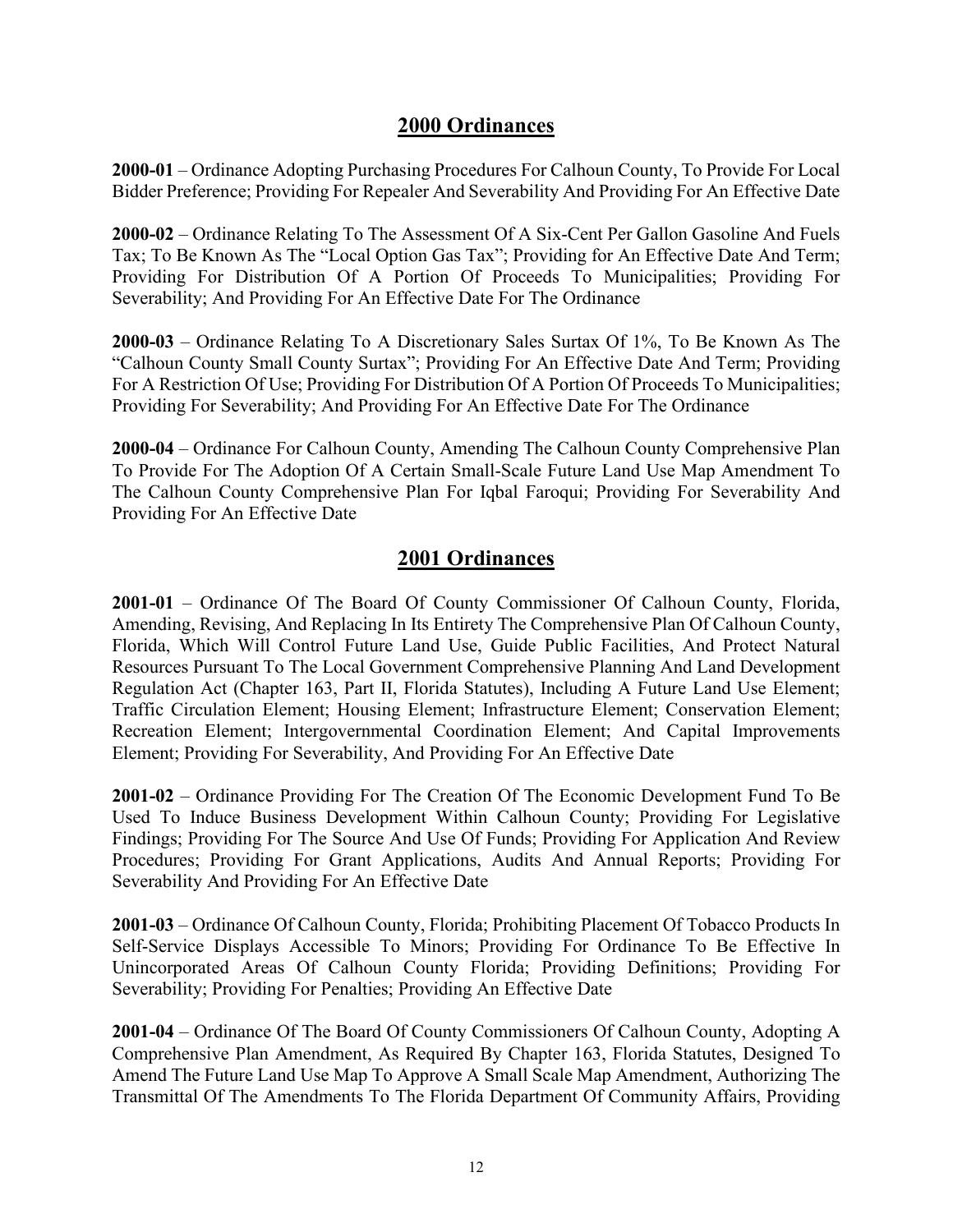## 2000 Ordinances

**2000-01** – Ordinance Adopting Purchasing Procedures For Calhoun County, To Provide For Local Bidder Preference; Providing For Repealer And Severability And Providing For An Effective Date

**2000-02** – Ordinance Relating To The Assessment Of A Six-Cent Per Gallon Gasoline And Fuels Tax; To Be Known As The "Local Option Gas Tax"; Providing for An Effective Date And Term; Providing For Distribution Of A Portion Of Proceeds To Municipalities; Providing For Severability; And Providing For An Effective Date For The Ordinance

**2000-03** – Ordinance Relating To A Discretionary Sales Surtax Of 1%, To Be Known As The "Calhoun County Small County Surtax"; Providing For An Effective Date And Term; Providing For A Restriction Of Use; Providing For Distribution Of A Portion Of Proceeds To Municipalities; Providing For Severability; And Providing For An Effective Date For The Ordinance

**2000-04** – Ordinance For Calhoun County, Amending The Calhoun County Comprehensive Plan To Provide For The Adoption Of A Certain Small-Scale Future Land Use Map Amendment To The Calhoun County Comprehensive Plan For Iqbal Faroqui; Providing For Severability And Providing For An Effective Date

## 2001 Ordinances

**2001-01** – Ordinance Of The Board Of County Commissioner Of Calhoun County, Florida, Amending, Revising, And Replacing In Its Entirety The Comprehensive Plan Of Calhoun County, Florida, Which Will Control Future Land Use, Guide Public Facilities, And Protect Natural Resources Pursuant To The Local Government Comprehensive Planning And Land Development Regulation Act (Chapter 163, Part II, Florida Statutes), Including A Future Land Use Element; Traffic Circulation Element; Housing Element; Infrastructure Element; Conservation Element; Recreation Element; Intergovernmental Coordination Element; And Capital Improvements Element; Providing For Severability, And Providing For An Effective Date

**2001-02** – Ordinance Providing For The Creation Of The Economic Development Fund To Be Used To Induce Business Development Within Calhoun County; Providing For Legislative Findings; Providing For The Source And Use Of Funds; Providing For Application And Review Procedures; Providing For Grant Applications, Audits And Annual Reports; Providing For Severability And Providing For An Effective Date

**2001-03** – Ordinance Of Calhoun County, Florida; Prohibiting Placement Of Tobacco Products In Self-Service Displays Accessible To Minors; Providing For Ordinance To Be Effective In Unincorporated Areas Of Calhoun County Florida; Providing Definitions; Providing For Severability; Providing For Penalties; Providing An Effective Date

**2001-04** – Ordinance Of The Board Of County Commissioners Of Calhoun County, Adopting A Comprehensive Plan Amendment, As Required By Chapter 163, Florida Statutes, Designed To Amend The Future Land Use Map To Approve A Small Scale Map Amendment, Authorizing The Transmittal Of The Amendments To The Florida Department Of Community Affairs, Providing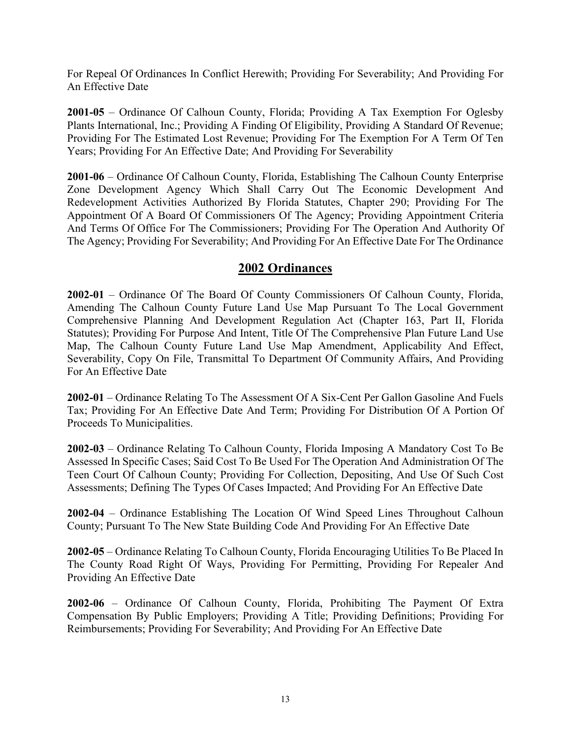For Repeal Of Ordinances In Conflict Herewith; Providing For Severability; And Providing For An Effective Date

**2001-05** – Ordinance Of Calhoun County, Florida; Providing A Tax Exemption For Oglesby Plants International, Inc.; Providing A Finding Of Eligibility, Providing A Standard Of Revenue; Providing For The Estimated Lost Revenue; Providing For The Exemption For A Term Of Ten Years; Providing For An Effective Date; And Providing For Severability

**2001-06** – Ordinance Of Calhoun County, Florida, Establishing The Calhoun County Enterprise Zone Development Agency Which Shall Carry Out The Economic Development And Redevelopment Activities Authorized By Florida Statutes, Chapter 290; Providing For The Appointment Of A Board Of Commissioners Of The Agency; Providing Appointment Criteria And Terms Of Office For The Commissioners; Providing For The Operation And Authority Of The Agency; Providing For Severability; And Providing For An Effective Date For The Ordinance

## 2002 Ordinances

**2002-01** – Ordinance Of The Board Of County Commissioners Of Calhoun County, Florida, Amending The Calhoun County Future Land Use Map Pursuant To The Local Government Comprehensive Planning And Development Regulation Act (Chapter 163, Part II, Florida Statutes); Providing For Purpose And Intent, Title Of The Comprehensive Plan Future Land Use Map, The Calhoun County Future Land Use Map Amendment, Applicability And Effect, Severability, Copy On File, Transmittal To Department Of Community Affairs, And Providing For An Effective Date

**2002-01** – Ordinance Relating To The Assessment Of A Six-Cent Per Gallon Gasoline And Fuels Tax; Providing For An Effective Date And Term; Providing For Distribution Of A Portion Of Proceeds To Municipalities.

**2002-03** – Ordinance Relating To Calhoun County, Florida Imposing A Mandatory Cost To Be Assessed In Specific Cases; Said Cost To Be Used For The Operation And Administration Of The Teen Court Of Calhoun County; Providing For Collection, Depositing, And Use Of Such Cost Assessments; Defining The Types Of Cases Impacted; And Providing For An Effective Date

**2002-04** – Ordinance Establishing The Location Of Wind Speed Lines Throughout Calhoun County; Pursuant To The New State Building Code And Providing For An Effective Date

**2002-05** – Ordinance Relating To Calhoun County, Florida Encouraging Utilities To Be Placed In The County Road Right Of Ways, Providing For Permitting, Providing For Repealer And Providing An Effective Date

**2002-06** – Ordinance Of Calhoun County, Florida, Prohibiting The Payment Of Extra Compensation By Public Employers; Providing A Title; Providing Definitions; Providing For Reimbursements; Providing For Severability; And Providing For An Effective Date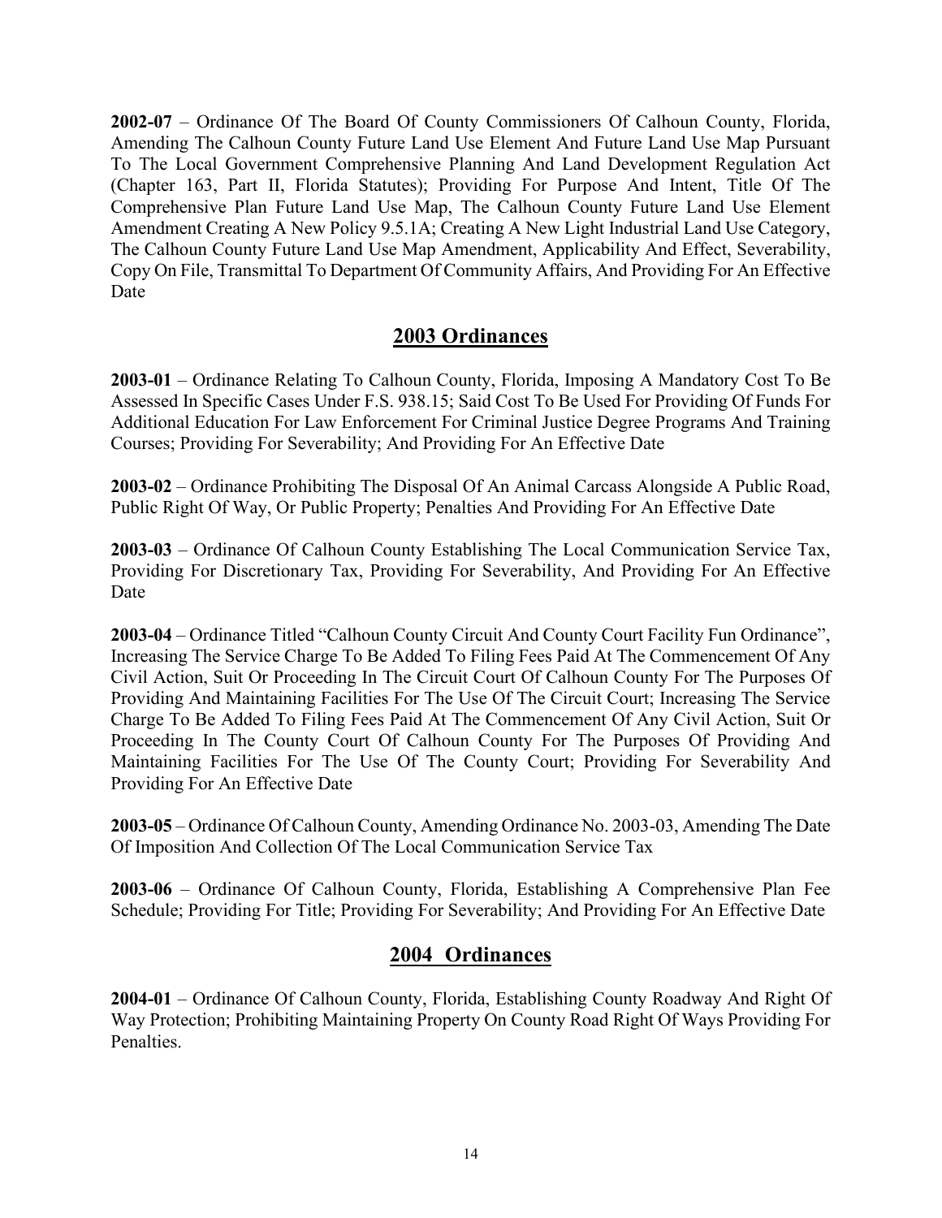**2002-07** – Ordinance Of The Board Of County Commissioners Of Calhoun County, Florida, Amending The Calhoun County Future Land Use Element And Future Land Use Map Pursuant To The Local Government Comprehensive Planning And Land Development Regulation Act (Chapter 163, Part II, Florida Statutes); Providing For Purpose And Intent, Title Of The Comprehensive Plan Future Land Use Map, The Calhoun County Future Land Use Element Amendment Creating A New Policy 9.5.1A; Creating A New Light Industrial Land Use Category, The Calhoun County Future Land Use Map Amendment, Applicability And Effect, Severability, Copy On File, Transmittal To Department Of Community Affairs, And Providing For An Effective Date

## 2003 Ordinances

**2003-01** – Ordinance Relating To Calhoun County, Florida, Imposing A Mandatory Cost To Be Assessed In Specific Cases Under F.S. 938.15; Said Cost To Be Used For Providing Of Funds For Additional Education For Law Enforcement For Criminal Justice Degree Programs And Training Courses; Providing For Severability; And Providing For An Effective Date

**2003-02** – Ordinance Prohibiting The Disposal Of An Animal Carcass Alongside A Public Road, Public Right Of Way, Or Public Property; Penalties And Providing For An Effective Date

**2003-03** – Ordinance Of Calhoun County Establishing The Local Communication Service Tax, Providing For Discretionary Tax, Providing For Severability, And Providing For An Effective Date

**2003-04** – Ordinance Titled "Calhoun County Circuit And County Court Facility Fun Ordinance", Increasing The Service Charge To Be Added To Filing Fees Paid At The Commencement Of Any Civil Action, Suit Or Proceeding In The Circuit Court Of Calhoun County For The Purposes Of Providing And Maintaining Facilities For The Use Of The Circuit Court; Increasing The Service Charge To Be Added To Filing Fees Paid At The Commencement Of Any Civil Action, Suit Or Proceeding In The County Court Of Calhoun County For The Purposes Of Providing And Maintaining Facilities For The Use Of The County Court; Providing For Severability And Providing For An Effective Date

**2003-05** – Ordinance Of Calhoun County, Amending Ordinance No. 2003-03, Amending The Date Of Imposition And Collection Of The Local Communication Service Tax

**2003-06** – Ordinance Of Calhoun County, Florida, Establishing A Comprehensive Plan Fee Schedule; Providing For Title; Providing For Severability; And Providing For An Effective Date

## 2004 Ordinances

**2004-01** – Ordinance Of Calhoun County, Florida, Establishing County Roadway And Right Of Way Protection; Prohibiting Maintaining Property On County Road Right Of Ways Providing For Penalties.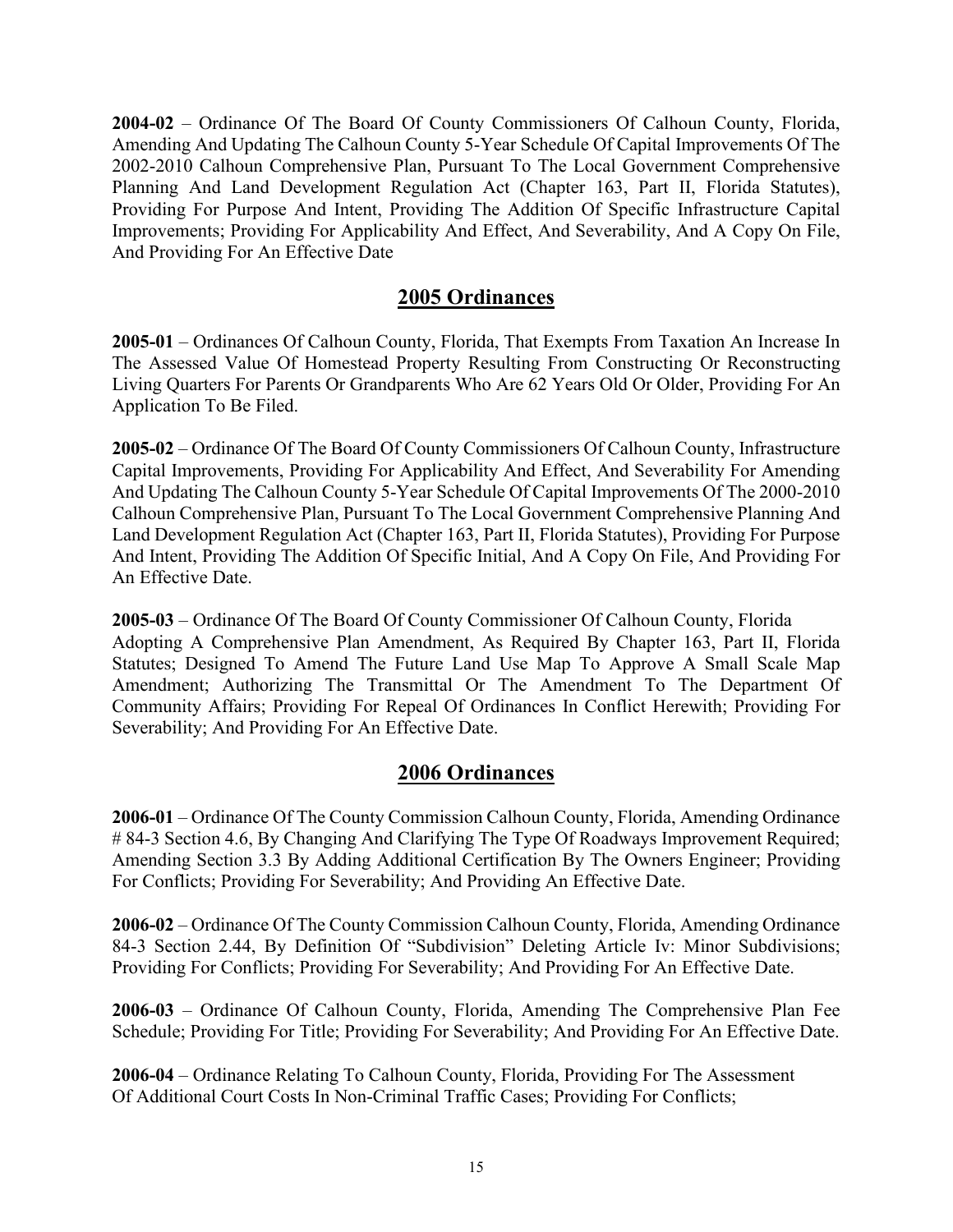**2004-02** – Ordinance Of The Board Of County Commissioners Of Calhoun County, Florida, Amending And Updating The Calhoun County 5-Year Schedule Of Capital Improvements Of The 2002-2010 Calhoun Comprehensive Plan, Pursuant To The Local Government Comprehensive Planning And Land Development Regulation Act (Chapter 163, Part II, Florida Statutes), Providing For Purpose And Intent, Providing The Addition Of Specific Infrastructure Capital Improvements; Providing For Applicability And Effect, And Severability, And A Copy On File, And Providing For An Effective Date

## 2005 Ordinances

**2005-01** – Ordinances Of Calhoun County, Florida, That Exempts From Taxation An Increase In The Assessed Value Of Homestead Property Resulting From Constructing Or Reconstructing Living Quarters For Parents Or Grandparents Who Are 62 Years Old Or Older, Providing For An Application To Be Filed.

**2005-02** – Ordinance Of The Board Of County Commissioners Of Calhoun County, Infrastructure Capital Improvements, Providing For Applicability And Effect, And Severability For Amending And Updating The Calhoun County 5-Year Schedule Of Capital Improvements Of The 2000-2010 Calhoun Comprehensive Plan, Pursuant To The Local Government Comprehensive Planning And Land Development Regulation Act (Chapter 163, Part II, Florida Statutes), Providing For Purpose And Intent, Providing The Addition Of Specific Initial, And A Copy On File, And Providing For An Effective Date.

**2005-03** – Ordinance Of The Board Of County Commissioner Of Calhoun County, Florida Adopting A Comprehensive Plan Amendment, As Required By Chapter 163, Part II, Florida Statutes; Designed To Amend The Future Land Use Map To Approve A Small Scale Map Amendment; Authorizing The Transmittal Or The Amendment To The Department Of Community Affairs; Providing For Repeal Of Ordinances In Conflict Herewith; Providing For Severability; And Providing For An Effective Date.

## 2006 Ordinances

**2006-01** – Ordinance Of The County Commission Calhoun County, Florida, Amending Ordinance # 84-3 Section 4.6, By Changing And Clarifying The Type Of Roadways Improvement Required; Amending Section 3.3 By Adding Additional Certification By The Owners Engineer; Providing For Conflicts; Providing For Severability; And Providing An Effective Date.

**2006-02** – Ordinance Of The County Commission Calhoun County, Florida, Amending Ordinance 84-3 Section 2.44, By Definition Of "Subdivision" Deleting Article Iv: Minor Subdivisions; Providing For Conflicts; Providing For Severability; And Providing For An Effective Date.

**2006-03** – Ordinance Of Calhoun County, Florida, Amending The Comprehensive Plan Fee Schedule; Providing For Title; Providing For Severability; And Providing For An Effective Date.

**2006-04** – Ordinance Relating To Calhoun County, Florida, Providing For The Assessment Of Additional Court Costs In Non-Criminal Traffic Cases; Providing For Conflicts;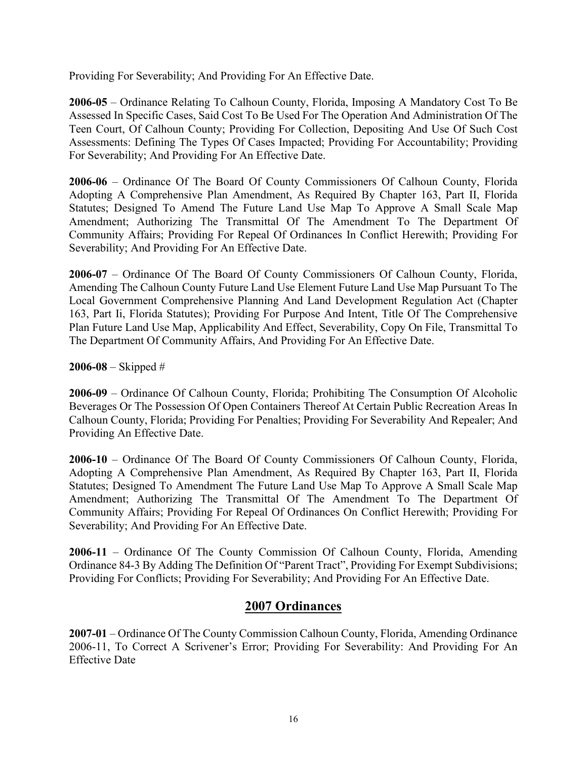Providing For Severability; And Providing For An Effective Date.

**2006-05** – Ordinance Relating To Calhoun County, Florida, Imposing A Mandatory Cost To Be Assessed In Specific Cases, Said Cost To Be Used For The Operation And Administration Of The Teen Court, Of Calhoun County; Providing For Collection, Depositing And Use Of Such Cost Assessments: Defining The Types Of Cases Impacted; Providing For Accountability; Providing For Severability; And Providing For An Effective Date.

**2006-06** – Ordinance Of The Board Of County Commissioners Of Calhoun County, Florida Adopting A Comprehensive Plan Amendment, As Required By Chapter 163, Part II, Florida Statutes; Designed To Amend The Future Land Use Map To Approve A Small Scale Map Amendment; Authorizing The Transmittal Of The Amendment To The Department Of Community Affairs; Providing For Repeal Of Ordinances In Conflict Herewith; Providing For Severability; And Providing For An Effective Date.

**2006-07** – Ordinance Of The Board Of County Commissioners Of Calhoun County, Florida, Amending The Calhoun County Future Land Use Element Future Land Use Map Pursuant To The Local Government Comprehensive Planning And Land Development Regulation Act (Chapter 163, Part Ii, Florida Statutes); Providing For Purpose And Intent, Title Of The Comprehensive Plan Future Land Use Map, Applicability And Effect, Severability, Copy On File, Transmittal To The Department Of Community Affairs, And Providing For An Effective Date.

**2006-08** – Skipped #

**2006-09** – Ordinance Of Calhoun County, Florida; Prohibiting The Consumption Of Alcoholic Beverages Or The Possession Of Open Containers Thereof At Certain Public Recreation Areas In Calhoun County, Florida; Providing For Penalties; Providing For Severability And Repealer; And Providing An Effective Date.

**2006-10** – Ordinance Of The Board Of County Commissioners Of Calhoun County, Florida, Adopting A Comprehensive Plan Amendment, As Required By Chapter 163, Part II, Florida Statutes; Designed To Amendment The Future Land Use Map To Approve A Small Scale Map Amendment; Authorizing The Transmittal Of The Amendment To The Department Of Community Affairs; Providing For Repeal Of Ordinances On Conflict Herewith; Providing For Severability; And Providing For An Effective Date.

**2006-11** – Ordinance Of The County Commission Of Calhoun County, Florida, Amending Ordinance 84-3 By Adding The Definition Of "Parent Tract", Providing For Exempt Subdivisions; Providing For Conflicts; Providing For Severability; And Providing For An Effective Date.

## 2007 Ordinances

**2007-01** – Ordinance Of The County Commission Calhoun County, Florida, Amending Ordinance 2006-11, To Correct A Scrivener's Error; Providing For Severability: And Providing For An Effective Date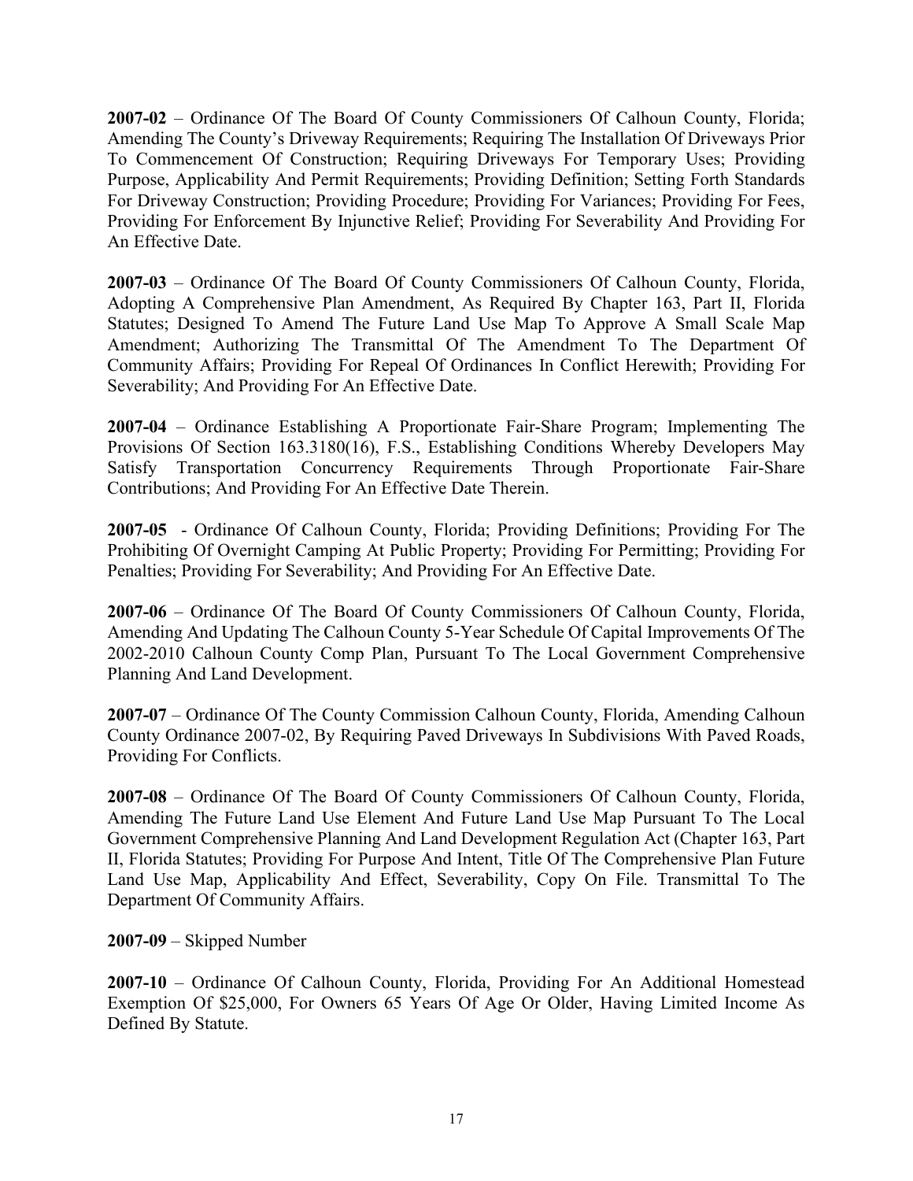**2007-02** – Ordinance Of The Board Of County Commissioners Of Calhoun County, Florida; Amending The County's Driveway Requirements; Requiring The Installation Of Driveways Prior To Commencement Of Construction; Requiring Driveways For Temporary Uses; Providing Purpose, Applicability And Permit Requirements; Providing Definition; Setting Forth Standards For Driveway Construction; Providing Procedure; Providing For Variances; Providing For Fees, Providing For Enforcement By Injunctive Relief; Providing For Severability And Providing For An Effective Date.

**2007-03** – Ordinance Of The Board Of County Commissioners Of Calhoun County, Florida, Adopting A Comprehensive Plan Amendment, As Required By Chapter 163, Part II, Florida Statutes; Designed To Amend The Future Land Use Map To Approve A Small Scale Map Amendment; Authorizing The Transmittal Of The Amendment To The Department Of Community Affairs; Providing For Repeal Of Ordinances In Conflict Herewith; Providing For Severability; And Providing For An Effective Date.

**2007-04** – Ordinance Establishing A Proportionate Fair-Share Program; Implementing The Provisions Of Section 163.3180(16), F.S., Establishing Conditions Whereby Developers May Satisfy Transportation Concurrency Requirements Through Proportionate Fair-Share Contributions; And Providing For An Effective Date Therein.

**2007-05** - Ordinance Of Calhoun County, Florida; Providing Definitions; Providing For The Prohibiting Of Overnight Camping At Public Property; Providing For Permitting; Providing For Penalties; Providing For Severability; And Providing For An Effective Date.

**2007-06** – Ordinance Of The Board Of County Commissioners Of Calhoun County, Florida, Amending And Updating The Calhoun County 5-Year Schedule Of Capital Improvements Of The 2002-2010 Calhoun County Comp Plan, Pursuant To The Local Government Comprehensive Planning And Land Development.

**2007-07** – Ordinance Of The County Commission Calhoun County, Florida, Amending Calhoun County Ordinance 2007-02, By Requiring Paved Driveways In Subdivisions With Paved Roads, Providing For Conflicts.

**2007-08** – Ordinance Of The Board Of County Commissioners Of Calhoun County, Florida, Amending The Future Land Use Element And Future Land Use Map Pursuant To The Local Government Comprehensive Planning And Land Development Regulation Act (Chapter 163, Part II, Florida Statutes; Providing For Purpose And Intent, Title Of The Comprehensive Plan Future Land Use Map, Applicability And Effect, Severability, Copy On File. Transmittal To The Department Of Community Affairs.

**2007-09** – Skipped Number

**2007-10** – Ordinance Of Calhoun County, Florida, Providing For An Additional Homestead Exemption Of $25,000, For Owners 65 Years Of Age Or Older, Having Limited Income As Defined By Statute.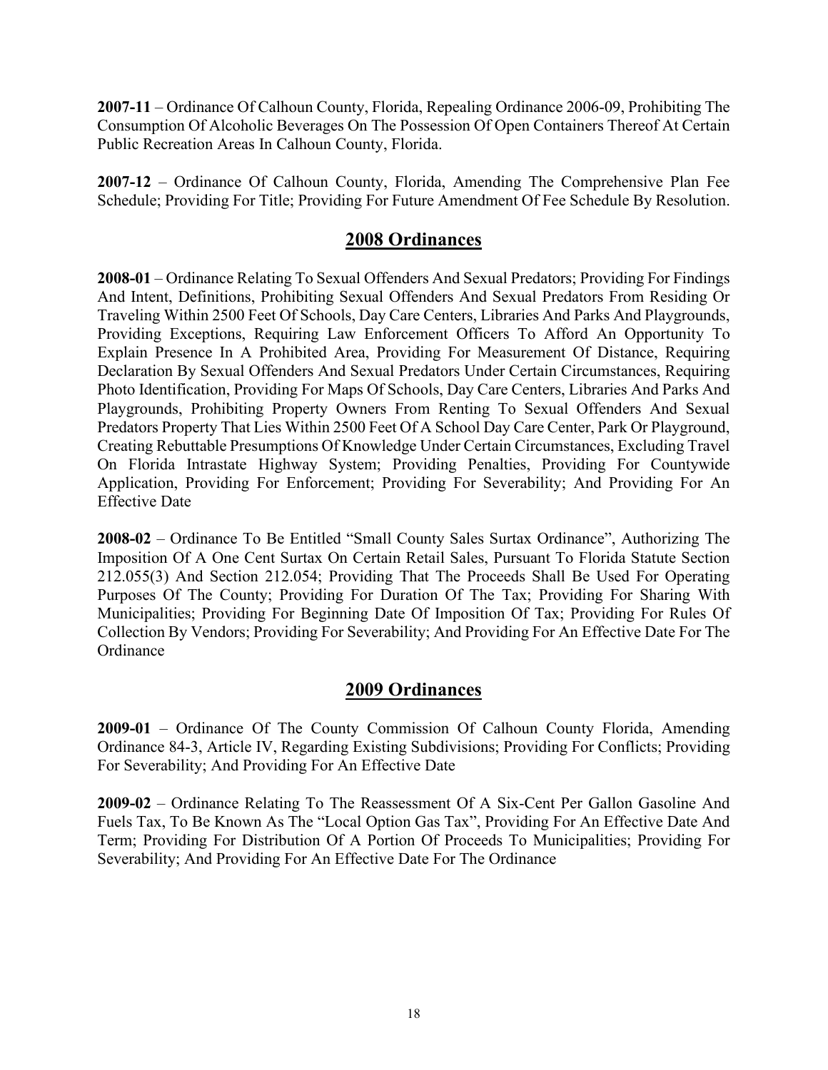**2007-11** – Ordinance Of Calhoun County, Florida, Repealing Ordinance 2006-09, Prohibiting The Consumption Of Alcoholic Beverages On The Possession Of Open Containers Thereof At Certain Public Recreation Areas In Calhoun County, Florida.

**2007-12** – Ordinance Of Calhoun County, Florida, Amending The Comprehensive Plan Fee Schedule; Providing For Title; Providing For Future Amendment Of Fee Schedule By Resolution.

## 2008 Ordinances

**2008-01** – Ordinance Relating To Sexual Offenders And Sexual Predators; Providing For Findings And Intent, Definitions, Prohibiting Sexual Offenders And Sexual Predators From Residing Or Traveling Within 2500 Feet Of Schools, Day Care Centers, Libraries And Parks And Playgrounds, Providing Exceptions, Requiring Law Enforcement Officers To Afford An Opportunity To Explain Presence In A Prohibited Area, Providing For Measurement Of Distance, Requiring Declaration By Sexual Offenders And Sexual Predators Under Certain Circumstances, Requiring Photo Identification, Providing For Maps Of Schools, Day Care Centers, Libraries And Parks And Playgrounds, Prohibiting Property Owners From Renting To Sexual Offenders And Sexual Predators Property That Lies Within 2500 Feet Of A School Day Care Center, Park Or Playground, Creating Rebuttable Presumptions Of Knowledge Under Certain Circumstances, Excluding Travel On Florida Intrastate Highway System; Providing Penalties, Providing For Countywide Application, Providing For Enforcement; Providing For Severability; And Providing For An Effective Date

**2008-02** – Ordinance To Be Entitled "Small County Sales Surtax Ordinance", Authorizing The Imposition Of A One Cent Surtax On Certain Retail Sales, Pursuant To Florida Statute Section 212.055(3) And Section 212.054; Providing That The Proceeds Shall Be Used For Operating Purposes Of The County; Providing For Duration Of The Tax; Providing For Sharing With Municipalities; Providing For Beginning Date Of Imposition Of Tax; Providing For Rules Of Collection By Vendors; Providing For Severability; And Providing For An Effective Date For The Ordinance

## 2009 Ordinances

**2009-01** – Ordinance Of The County Commission Of Calhoun County Florida, Amending Ordinance 84-3, Article IV, Regarding Existing Subdivisions; Providing For Conflicts; Providing For Severability; And Providing For An Effective Date

**2009-02** – Ordinance Relating To The Reassessment Of A Six-Cent Per Gallon Gasoline And Fuels Tax, To Be Known As The "Local Option Gas Tax", Providing For An Effective Date And Term; Providing For Distribution Of A Portion Of Proceeds To Municipalities; Providing For Severability; And Providing For An Effective Date For The Ordinance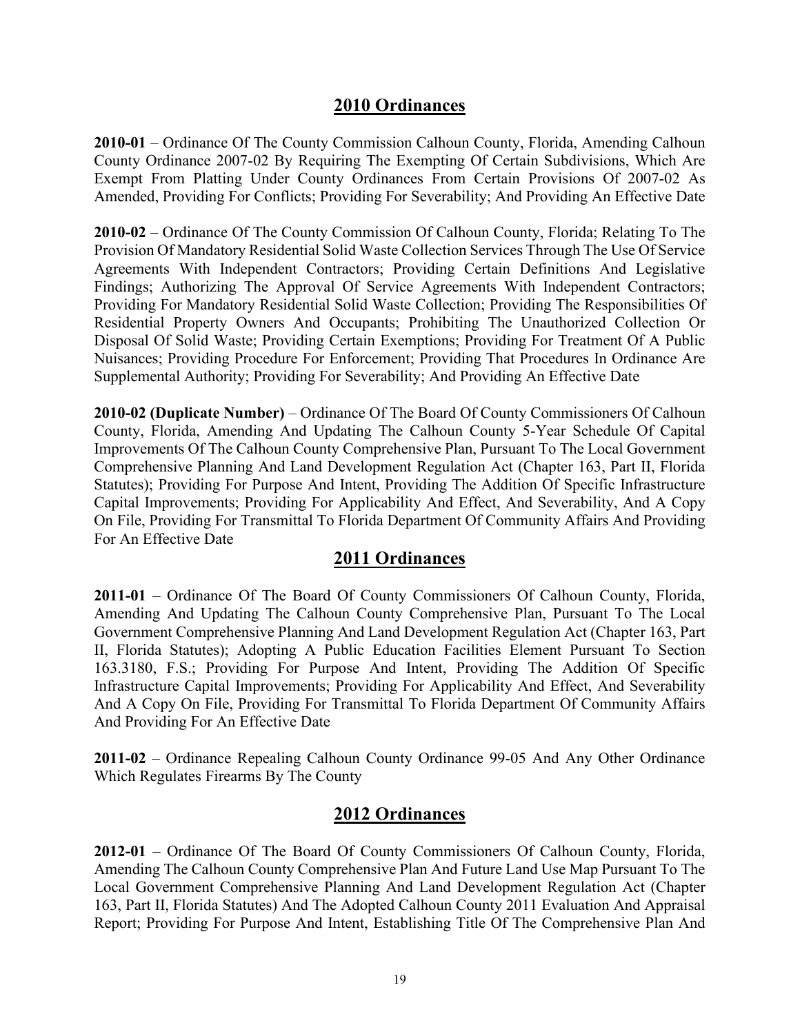## 2010 Ordinances

**2010-01** – Ordinance Of The County Commission Calhoun County, Florida, Amending Calhoun County Ordinance 2007-02 By Requiring The Exempting Of Certain Subdivisions, Which Are Exempt From Platting Under County Ordinances From Certain Provisions Of 2007-02 As Amended, Providing For Conflicts; Providing For Severability; And Providing An Effective Date

**2010-02** – Ordinance Of The County Commission Of Calhoun County, Florida; Relating To The Provision Of Mandatory Residential Solid Waste Collection Services Through The Use Of Service Agreements With Independent Contractors; Providing Certain Definitions And Legislative Findings; Authorizing The Approval Of Service Agreements With Independent Contractors; Providing For Mandatory Residential Solid Waste Collection; Providing The Responsibilities Of Residential Property Owners And Occupants; Prohibiting The Unauthorized Collection Or Disposal Of Solid Waste; Providing Certain Exemptions; Providing For Treatment Of A Public Nuisances; Providing Procedure For Enforcement; Providing That Procedures In Ordinance Are Supplemental Authority; Providing For Severability; And Providing An Effective Date

**2010-02 (Duplicate Number)** – Ordinance Of The Board Of County Commissioners Of Calhoun County, Florida, Amending And Updating The Calhoun County 5-Year Schedule Of Capital Improvements Of The Calhoun County Comprehensive Plan, Pursuant To The Local Government Comprehensive Planning And Land Development Regulation Act (Chapter 163, Part II, Florida Statutes); Providing For Purpose And Intent, Providing The Addition Of Specific Infrastructure Capital Improvements; Providing For Applicability And Effect, And Severability, And A Copy On File, Providing For Transmittal To Florida Department Of Community Affairs And Providing For An Effective Date

## 2011 Ordinances

**2011-01** – Ordinance Of The Board Of County Commissioners Of Calhoun County, Florida, Amending And Updating The Calhoun County Comprehensive Plan, Pursuant To The Local Government Comprehensive Planning And Land Development Regulation Act (Chapter 163, Part II, Florida Statutes); Adopting A Public Education Facilities Element Pursuant To Section 163.3180, F.S.; Providing For Purpose And Intent, Providing The Addition Of Specific Infrastructure Capital Improvements; Providing For Applicability And Effect, And Severability And A Copy On File, Providing For Transmittal To Florida Department Of Community Affairs And Providing For An Effective Date

**2011-02** – Ordinance Repealing Calhoun County Ordinance 99-05 And Any Other Ordinance Which Regulates Firearms By The County

## 2012 Ordinances

**2012-01** – Ordinance Of The Board Of County Commissioners Of Calhoun County, Florida, Amending The Calhoun County Comprehensive Plan And Future Land Use Map Pursuant To The Local Government Comprehensive Planning And Land Development Regulation Act (Chapter 163, Part II, Florida Statutes) And The Adopted Calhoun County 2011 Evaluation And Appraisal Report; Providing For Purpose And Intent, Establishing Title Of The Comprehensive Plan And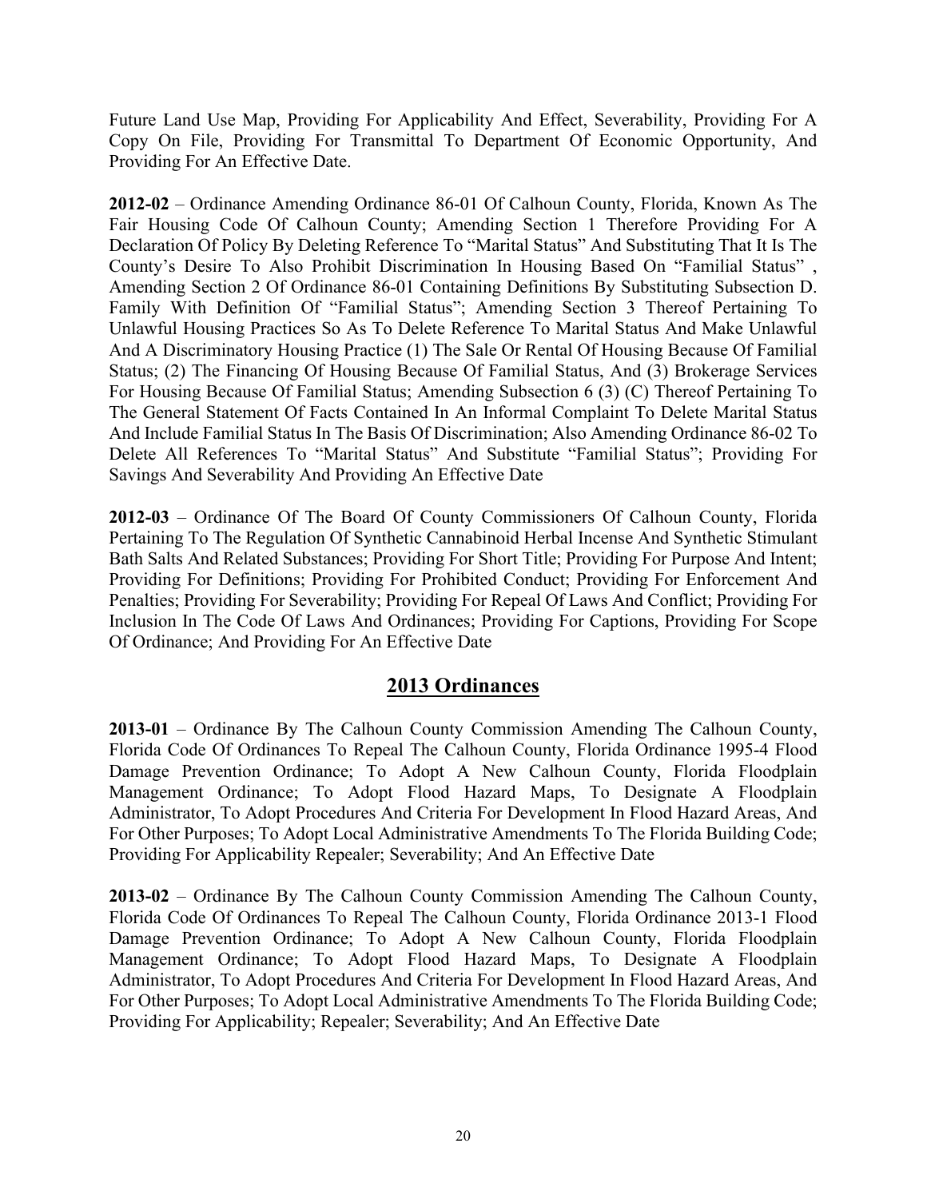Future Land Use Map, Providing For Applicability And Effect, Severability, Providing For A Copy On File, Providing For Transmittal To Department Of Economic Opportunity, And Providing For An Effective Date.

**2012-02** – Ordinance Amending Ordinance 86-01 Of Calhoun County, Florida, Known As The Fair Housing Code Of Calhoun County; Amending Section 1 Therefore Providing For A Declaration Of Policy By Deleting Reference To "Marital Status" And Substituting That It Is The County's Desire To Also Prohibit Discrimination In Housing Based On "Familial Status" , Amending Section 2 Of Ordinance 86-01 Containing Definitions By Substituting Subsection D. Family With Definition Of "Familial Status"; Amending Section 3 Thereof Pertaining To Unlawful Housing Practices So As To Delete Reference To Marital Status And Make Unlawful And A Discriminatory Housing Practice (1) The Sale Or Rental Of Housing Because Of Familial Status; (2) The Financing Of Housing Because Of Familial Status, And (3) Brokerage Services For Housing Because Of Familial Status; Amending Subsection 6 (3) (C) Thereof Pertaining To The General Statement Of Facts Contained In An Informal Complaint To Delete Marital Status And Include Familial Status In The Basis Of Discrimination; Also Amending Ordinance 86-02 To Delete All References To "Marital Status" And Substitute "Familial Status"; Providing For Savings And Severability And Providing An Effective Date

**2012-03** – Ordinance Of The Board Of County Commissioners Of Calhoun County, Florida Pertaining To The Regulation Of Synthetic Cannabinoid Herbal Incense And Synthetic Stimulant Bath Salts And Related Substances; Providing For Short Title; Providing For Purpose And Intent; Providing For Definitions; Providing For Prohibited Conduct; Providing For Enforcement And Penalties; Providing For Severability; Providing For Repeal Of Laws And Conflict; Providing For Inclusion In The Code Of Laws And Ordinances; Providing For Captions, Providing For Scope Of Ordinance; And Providing For An Effective Date

## 2013 Ordinances

**2013-01** – Ordinance By The Calhoun County Commission Amending The Calhoun County, Florida Code Of Ordinances To Repeal The Calhoun County, Florida Ordinance 1995-4 Flood Damage Prevention Ordinance; To Adopt A New Calhoun County, Florida Floodplain Management Ordinance; To Adopt Flood Hazard Maps, To Designate A Floodplain Administrator, To Adopt Procedures And Criteria For Development In Flood Hazard Areas, And For Other Purposes; To Adopt Local Administrative Amendments To The Florida Building Code; Providing For Applicability Repealer; Severability; And An Effective Date

**2013-02** – Ordinance By The Calhoun County Commission Amending The Calhoun County, Florida Code Of Ordinances To Repeal The Calhoun County, Florida Ordinance 2013-1 Flood Damage Prevention Ordinance; To Adopt A New Calhoun County, Florida Floodplain Management Ordinance; To Adopt Flood Hazard Maps, To Designate A Floodplain Administrator, To Adopt Procedures And Criteria For Development In Flood Hazard Areas, And For Other Purposes; To Adopt Local Administrative Amendments To The Florida Building Code; Providing For Applicability; Repealer; Severability; And An Effective Date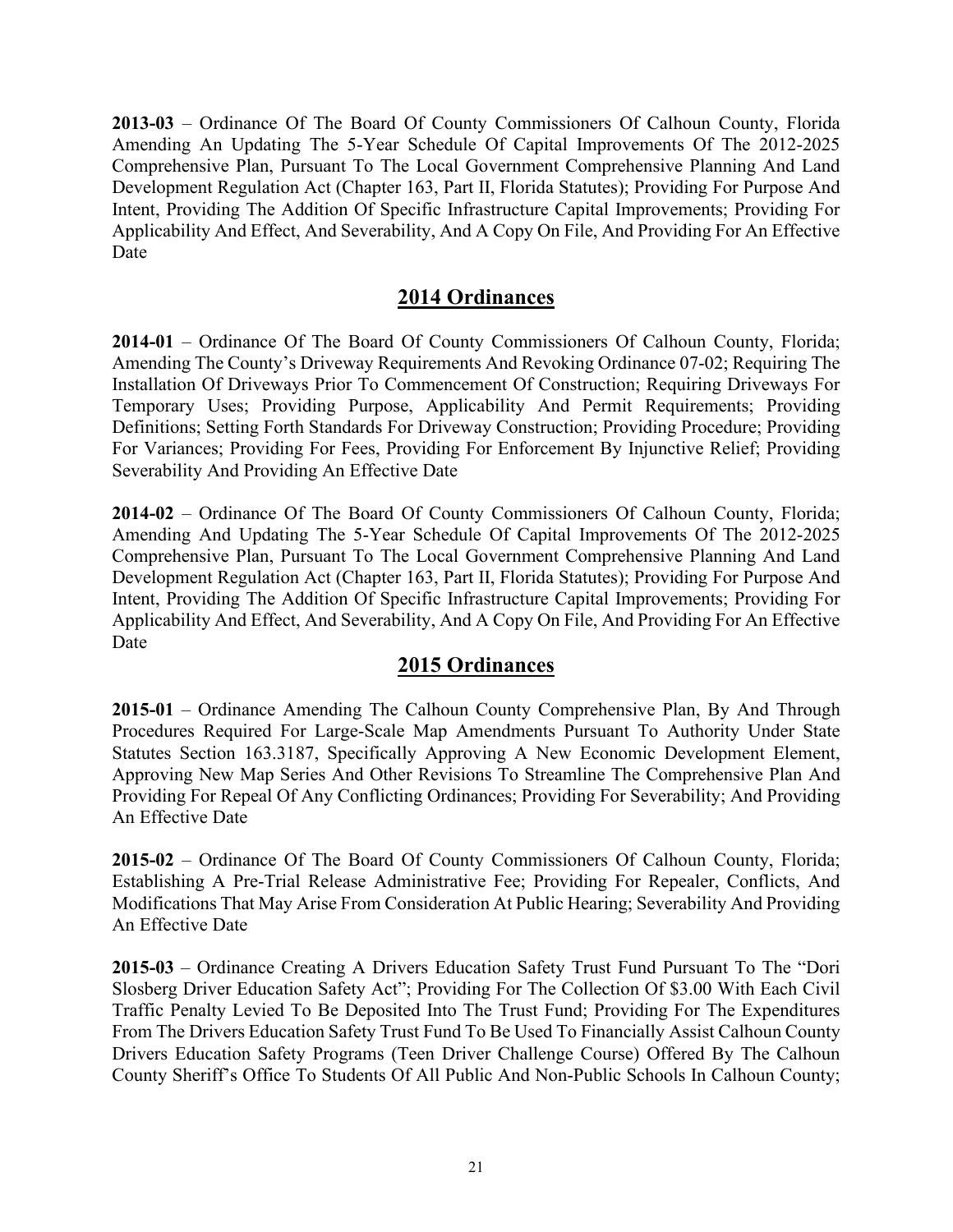**2013-03** – Ordinance Of The Board Of County Commissioners Of Calhoun County, Florida Amending An Updating The 5-Year Schedule Of Capital Improvements Of The 2012-2025 Comprehensive Plan, Pursuant To The Local Government Comprehensive Planning And Land Development Regulation Act (Chapter 163, Part II, Florida Statutes); Providing For Purpose And Intent, Providing The Addition Of Specific Infrastructure Capital Improvements; Providing For Applicability And Effect, And Severability, And A Copy On File, And Providing For An Effective Date

## 2014 Ordinances

**2014-01** – Ordinance Of The Board Of County Commissioners Of Calhoun County, Florida; Amending The County's Driveway Requirements And Revoking Ordinance 07-02; Requiring The Installation Of Driveways Prior To Commencement Of Construction; Requiring Driveways For Temporary Uses; Providing Purpose, Applicability And Permit Requirements; Providing Definitions; Setting Forth Standards For Driveway Construction; Providing Procedure; Providing For Variances; Providing For Fees, Providing For Enforcement By Injunctive Relief; Providing Severability And Providing An Effective Date

**2014-02** – Ordinance Of The Board Of County Commissioners Of Calhoun County, Florida; Amending And Updating The 5-Year Schedule Of Capital Improvements Of The 2012-2025 Comprehensive Plan, Pursuant To The Local Government Comprehensive Planning And Land Development Regulation Act (Chapter 163, Part II, Florida Statutes); Providing For Purpose And Intent, Providing The Addition Of Specific Infrastructure Capital Improvements; Providing For Applicability And Effect, And Severability, And A Copy On File, And Providing For An Effective Date

## 2015 Ordinances

**2015-01** – Ordinance Amending The Calhoun County Comprehensive Plan, By And Through Procedures Required For Large-Scale Map Amendments Pursuant To Authority Under State Statutes Section 163.3187, Specifically Approving A New Economic Development Element, Approving New Map Series And Other Revisions To Streamline The Comprehensive Plan And Providing For Repeal Of Any Conflicting Ordinances; Providing For Severability; And Providing An Effective Date

**2015-02** – Ordinance Of The Board Of County Commissioners Of Calhoun County, Florida; Establishing A Pre-Trial Release Administrative Fee; Providing For Repealer, Conflicts, And Modifications That May Arise From Consideration At Public Hearing; Severability And Providing An Effective Date

**2015-03** – Ordinance Creating A Drivers Education Safety Trust Fund Pursuant To The "Dori Slosberg Driver Education Safety Act"; Providing For The Collection Of $3.00 With Each Civil Traffic Penalty Levied To Be Deposited Into The Trust Fund; Providing For The Expenditures From The Drivers Education Safety Trust Fund To Be Used To Financially Assist Calhoun County Drivers Education Safety Programs (Teen Driver Challenge Course) Offered By The Calhoun County Sheriff's Office To Students Of All Public And Non-Public Schools In Calhoun County;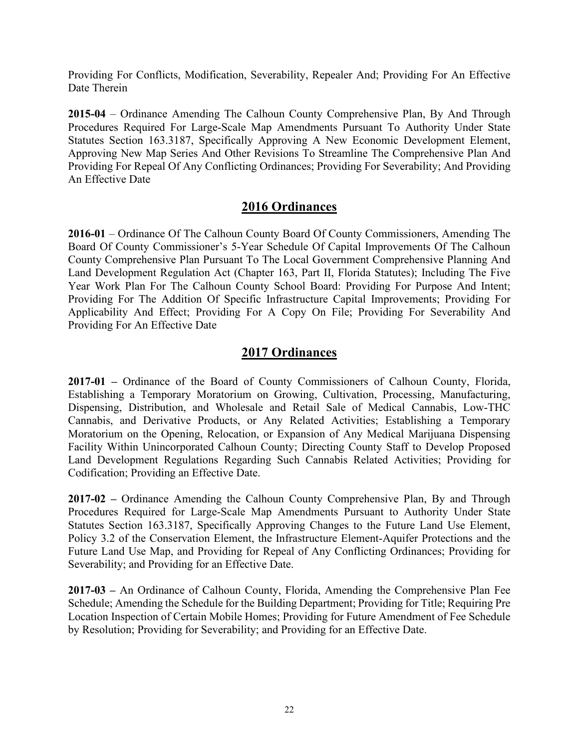Providing For Conflicts, Modification, Severability, Repealer And; Providing For An Effective Date Therein

**2015-04** – Ordinance Amending The Calhoun County Comprehensive Plan, By And Through Procedures Required For Large-Scale Map Amendments Pursuant To Authority Under State Statutes Section 163.3187, Specifically Approving A New Economic Development Element, Approving New Map Series And Other Revisions To Streamline The Comprehensive Plan And Providing For Repeal Of Any Conflicting Ordinances; Providing For Severability; And Providing An Effective Date

## 2016 Ordinances

**2016-01** – Ordinance Of The Calhoun County Board Of County Commissioners, Amending The Board Of County Commissioner's 5-Year Schedule Of Capital Improvements Of The Calhoun County Comprehensive Plan Pursuant To The Local Government Comprehensive Planning And Land Development Regulation Act (Chapter 163, Part II, Florida Statutes); Including The Five Year Work Plan For The Calhoun County School Board: Providing For Purpose And Intent; Providing For The Addition Of Specific Infrastructure Capital Improvements; Providing For Applicability And Effect; Providing For A Copy On File; Providing For Severability And Providing For An Effective Date

## 2017 Ordinances

**2017-01 –** Ordinance of the Board of County Commissioners of Calhoun County, Florida, Establishing a Temporary Moratorium on Growing, Cultivation, Processing, Manufacturing, Dispensing, Distribution, and Wholesale and Retail Sale of Medical Cannabis, Low-THC Cannabis, and Derivative Products, or Any Related Activities; Establishing a Temporary Moratorium on the Opening, Relocation, or Expansion of Any Medical Marijuana Dispensing Facility Within Unincorporated Calhoun County; Directing County Staff to Develop Proposed Land Development Regulations Regarding Such Cannabis Related Activities; Providing for Codification; Providing an Effective Date.

**2017-02 –** Ordinance Amending the Calhoun County Comprehensive Plan, By and Through Procedures Required for Large-Scale Map Amendments Pursuant to Authority Under State Statutes Section 163.3187, Specifically Approving Changes to the Future Land Use Element, Policy 3.2 of the Conservation Element, the Infrastructure Element-Aquifer Protections and the Future Land Use Map, and Providing for Repeal of Any Conflicting Ordinances; Providing for Severability; and Providing for an Effective Date.

**2017-03 –** An Ordinance of Calhoun County, Florida, Amending the Comprehensive Plan Fee Schedule; Amending the Schedule for the Building Department; Providing for Title; Requiring Pre Location Inspection of Certain Mobile Homes; Providing for Future Amendment of Fee Schedule by Resolution; Providing for Severability; and Providing for an Effective Date.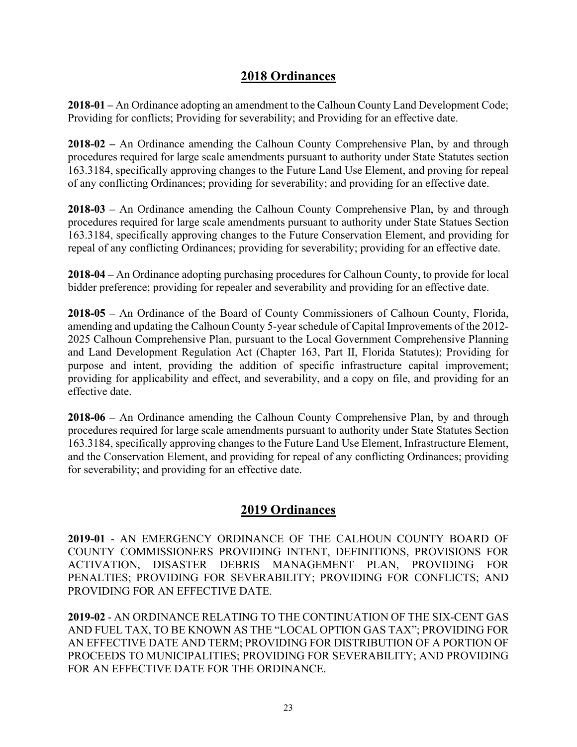## 2018 Ordinances

**2018-01 –** An Ordinance adopting an amendment to the Calhoun County Land Development Code; Providing for conflicts; Providing for severability; and Providing for an effective date.

**2018-02 –** An Ordinance amending the Calhoun County Comprehensive Plan, by and through procedures required for large scale amendments pursuant to authority under State Statutes section 163.3184, specifically approving changes to the Future Land Use Element, and proving for repeal of any conflicting Ordinances; providing for severability; and providing for an effective date.

**2018-03 –** An Ordinance amending the Calhoun County Comprehensive Plan, by and through procedures required for large scale amendments pursuant to authority under State Statues Section 163.3184, specifically approving changes to the Future Conservation Element, and providing for repeal of any conflicting Ordinances; providing for severability; providing for an effective date.

**2018-04 –** An Ordinance adopting purchasing procedures for Calhoun County, to provide for local bidder preference; providing for repealer and severability and providing for an effective date.

**2018-05 –** An Ordinance of the Board of County Commissioners of Calhoun County, Florida, amending and updating the Calhoun County 5-year schedule of Capital Improvements of the 2012-2025 Calhoun Comprehensive Plan, pursuant to the Local Government Comprehensive Planning and Land Development Regulation Act (Chapter 163, Part II, Florida Statutes); Providing for purpose and intent, providing the addition of specific infrastructure capital improvement; providing for applicability and effect, and severability, and a copy on file, and providing for an effective date.

**2018-06 –** An Ordinance amending the Calhoun County Comprehensive Plan, by and through procedures required for large scale amendments pursuant to authority under State Statutes Section 163.3184, specifically approving changes to the Future Land Use Element, Infrastructure Element, and the Conservation Element, and providing for repeal of any conflicting Ordinances; providing for severability; and providing for an effective date.

## 2019 Ordinances

**2019-01** - AN EMERGENCY ORDINANCE OF THE CALHOUN COUNTY BOARD OF COUNTY COMMISSIONERS PROVIDING INTENT, DEFINITIONS, PROVISIONS FOR ACTIVATION, DISASTER DEBRIS MANAGEMENT PLAN, PROVIDING FOR PENALTIES; PROVIDING FOR SEVERABILITY; PROVIDING FOR CONFLICTS; AND PROVIDING FOR AN EFFECTIVE DATE.

**2019-02** - AN ORDINANCE RELATING TO THE CONTINUATION OF THE SIX-CENT GAS AND FUEL TAX, TO BE KNOWN AS THE "LOCAL OPTION GAS TAX"; PROVIDING FOR AN EFFECTIVE DATE AND TERM; PROVIDING FOR DISTRIBUTION OF A PORTION OF PROCEEDS TO MUNICIPALITIES; PROVIDING FOR SEVERABILITY; AND PROVIDING FOR AN EFFECTIVE DATE FOR THE ORDINANCE.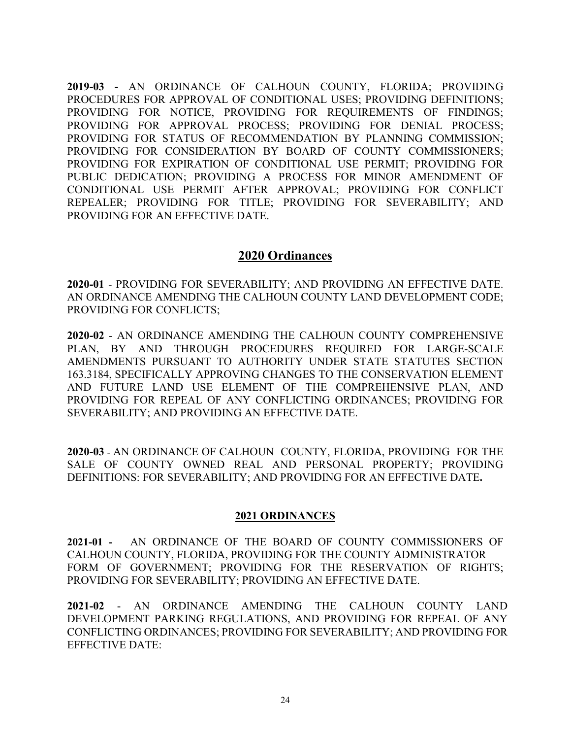**2019-03 -** AN ORDINANCE OF CALHOUN COUNTY, FLORIDA; PROVIDING PROCEDURES FOR APPROVAL OF CONDITIONAL USES; PROVIDING DEFINITIONS; PROVIDING FOR NOTICE, PROVIDING FOR REQUIREMENTS OF FINDINGS; PROVIDING FOR APPROVAL PROCESS; PROVIDING FOR DENIAL PROCESS; PROVIDING FOR STATUS OF RECOMMENDATION BY PLANNING COMMISSION; PROVIDING FOR CONSIDERATION BY BOARD OF COUNTY COMMISSIONERS; PROVIDING FOR EXPIRATION OF CONDITIONAL USE PERMIT; PROVIDING FOR PUBLIC DEDICATION; PROVIDING A PROCESS FOR MINOR AMENDMENT OF CONDITIONAL USE PERMIT AFTER APPROVAL; PROVIDING FOR CONFLICT REPEALER; PROVIDING FOR TITLE; PROVIDING FOR SEVERABILITY; AND PROVIDING FOR AN EFFECTIVE DATE.

## 2020 Ordinances

**2020-01** - PROVIDING FOR SEVERABILITY; AND PROVIDING AN EFFECTIVE DATE. AN ORDINANCE AMENDING THE CALHOUN COUNTY LAND DEVELOPMENT CODE; PROVIDING FOR CONFLICTS;

**2020-02** - AN ORDINANCE AMENDING THE CALHOUN COUNTY COMPREHENSIVE PLAN, BY AND THROUGH PROCEDURES REQUIRED FOR LARGE-SCALE AMENDMENTS PURSUANT TO AUTHORITY UNDER STATE STATUTES SECTION 163.3184, SPECIFICALLY APPROVING CHANGES TO THE CONSERVATION ELEMENT AND FUTURE LAND USE ELEMENT OF THE COMPREHENSIVE PLAN, AND PROVIDING FOR REPEAL OF ANY CONFLICTING ORDINANCES; PROVIDING FOR SEVERABILITY; AND PROVIDING AN EFFECTIVE DATE.

**2020-03** - AN ORDINANCE OF CALHOUN COUNTY, FLORIDA, PROVIDING FOR THE SALE OF COUNTY OWNED REAL AND PERSONAL PROPERTY; PROVIDING DEFINITIONS: FOR SEVERABILITY; AND PROVIDING FOR AN EFFECTIVE DATE**.**

## 2021 ORDINANCES

**2021-01 -** AN ORDINANCE OF THE BOARD OF COUNTY COMMISSIONERS OF CALHOUN COUNTY, FLORIDA, PROVIDING FOR THE COUNTY ADMINISTRATOR FORM OF GOVERNMENT; PROVIDING FOR THE RESERVATION OF RIGHTS; PROVIDING FOR SEVERABILITY; PROVIDING AN EFFECTIVE DATE.

**2021-02** - AN ORDINANCE AMENDING THE CALHOUN COUNTY LAND DEVELOPMENT PARKING REGULATIONS, AND PROVIDING FOR REPEAL OF ANY CONFLICTING ORDINANCES; PROVIDING FOR SEVERABILITY; AND PROVIDING FOR EFFECTIVE DATE: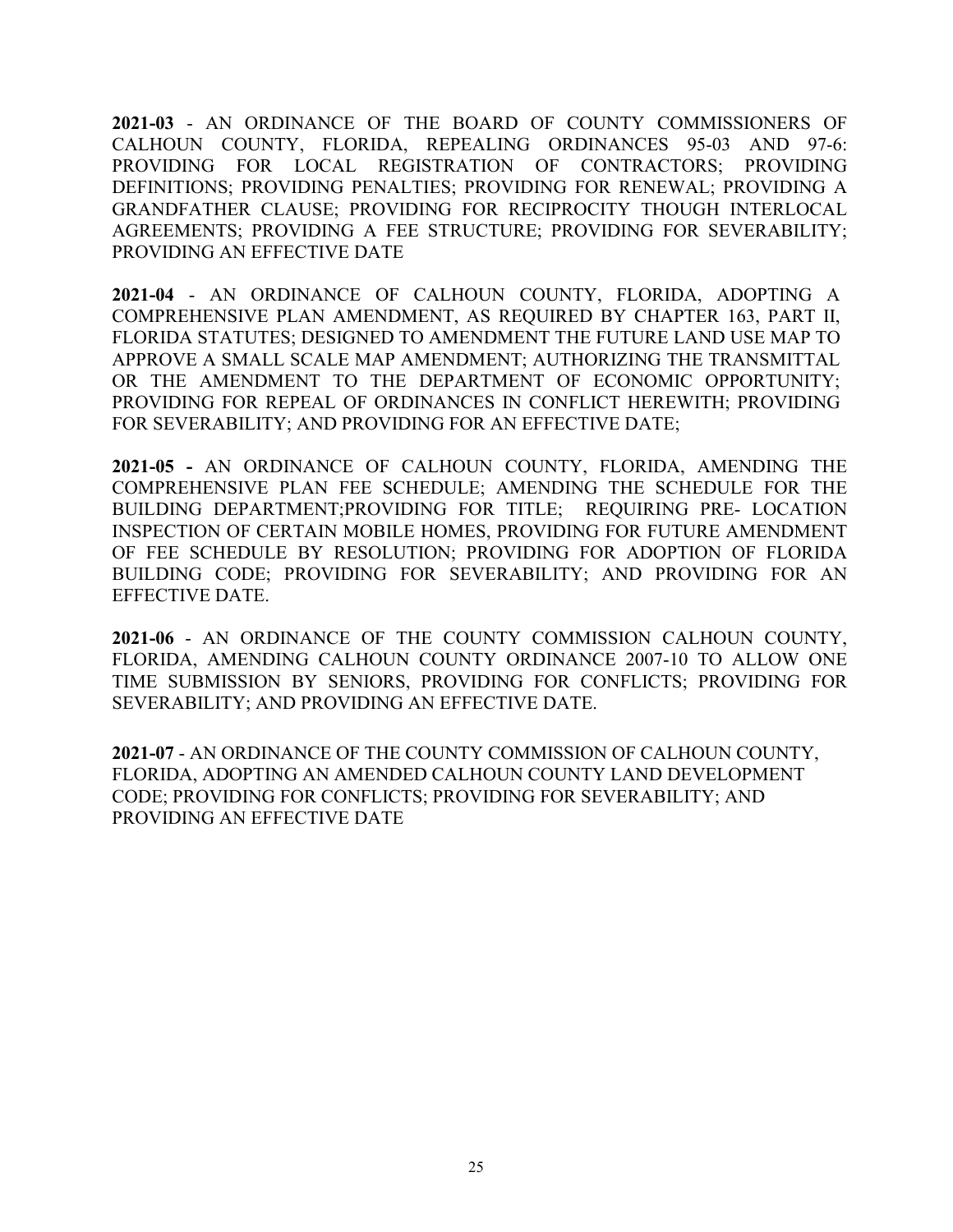**2021-03** - AN ORDINANCE OF THE BOARD OF COUNTY COMMISSIONERS OF CALHOUN COUNTY, FLORIDA, REPEALING ORDINANCES 95-03 AND 97-6: PROVIDING FOR LOCAL REGISTRATION OF CONTRACTORS; PROVIDING DEFINITIONS; PROVIDING PENALTIES; PROVIDING FOR RENEWAL; PROVIDING A GRANDFATHER CLAUSE; PROVIDING FOR RECIPROCITY THOUGH INTERLOCAL AGREEMENTS; PROVIDING A FEE STRUCTURE; PROVIDING FOR SEVERABILITY; PROVIDING AN EFFECTIVE DATE

**2021-04** - AN ORDINANCE OF CALHOUN COUNTY, FLORIDA, ADOPTING A COMPREHENSIVE PLAN AMENDMENT, AS REQUIRED BY CHAPTER 163, PART II, FLORIDA STATUTES; DESIGNED TO AMENDMENT THE FUTURE LAND USE MAP TO APPROVE A SMALL SCALE MAP AMENDMENT; AUTHORIZING THE TRANSMITTAL OR THE AMENDMENT TO THE DEPARTMENT OF ECONOMIC OPPORTUNITY; PROVIDING FOR REPEAL OF ORDINANCES IN CONFLICT HEREWITH; PROVIDING FOR SEVERABILITY; AND PROVIDING FOR AN EFFECTIVE DATE;

**2021-05 -** AN ORDINANCE OF CALHOUN COUNTY, FLORIDA, AMENDING THE COMPREHENSIVE PLAN FEE SCHEDULE; AMENDING THE SCHEDULE FOR THE BUILDING DEPARTMENT;PROVIDING FOR TITLE; REQUIRING PRE- LOCATION INSPECTION OF CERTAIN MOBILE HOMES, PROVIDING FOR FUTURE AMENDMENT OF FEE SCHEDULE BY RESOLUTION; PROVIDING FOR ADOPTION OF FLORIDA BUILDING CODE; PROVIDING FOR SEVERABILITY; AND PROVIDING FOR AN EFFECTIVE DATE.

**2021-06** - AN ORDINANCE OF THE COUNTY COMMISSION CALHOUN COUNTY, FLORIDA, AMENDING CALHOUN COUNTY ORDINANCE 2007-10 TO ALLOW ONE TIME SUBMISSION BY SENIORS, PROVIDING FOR CONFLICTS; PROVIDING FOR SEVERABILITY; AND PROVIDING AN EFFECTIVE DATE.

**2021-07** - AN ORDINANCE OF THE COUNTY COMMISSION OF CALHOUN COUNTY, FLORIDA, ADOPTING AN AMENDED CALHOUN COUNTY LAND DEVELOPMENT CODE; PROVIDING FOR CONFLICTS; PROVIDING FOR SEVERABILITY; AND PROVIDING AN EFFECTIVE DATE